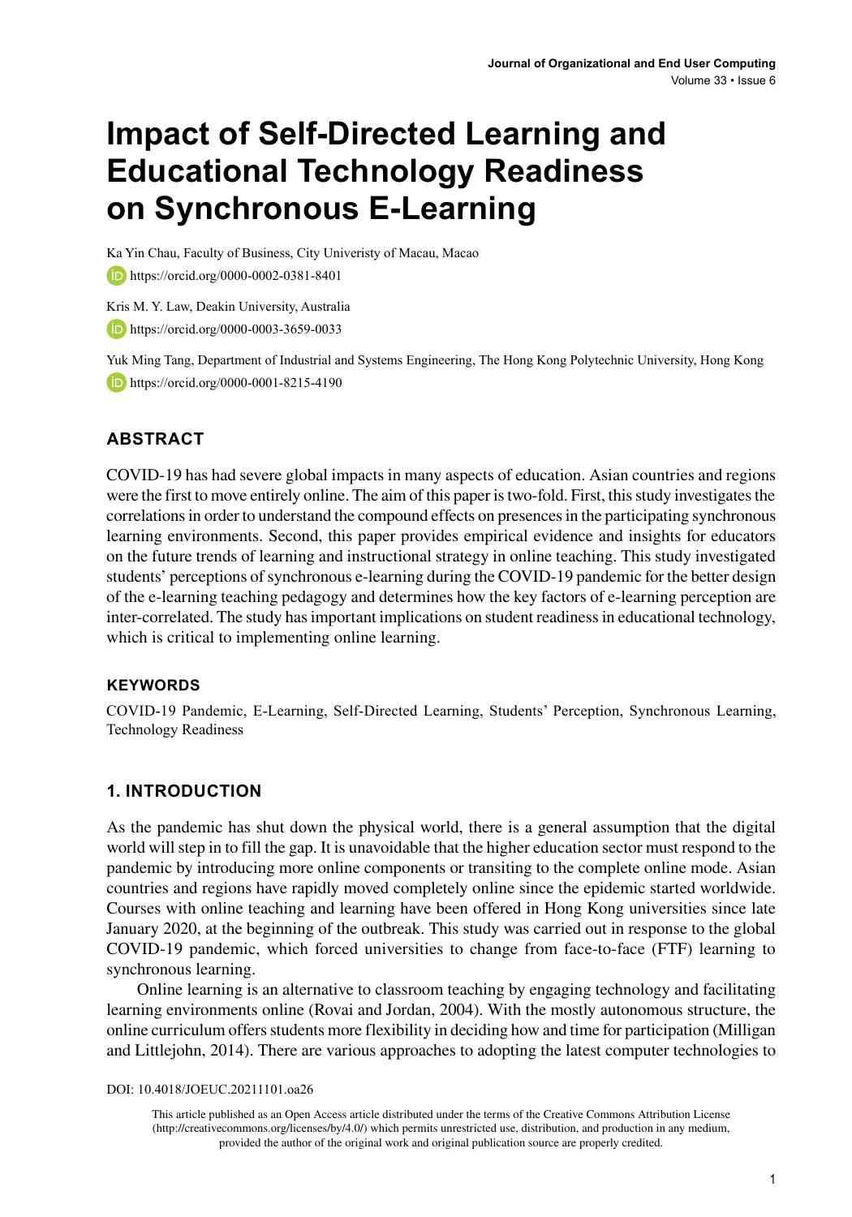# Impact of Self-Directed Learning and Educational Technology Readiness on Synchronous E-Learning

Ka Yin Chau, Faculty of Business, City Univeristy of Macau, Macao

https://orcid.org/0000-0002-0381-8401

Kris M. Y. Law, Deakin University, Australia

https://orcid.org/0000-0003-3659-0033

Yuk Ming Tang, Department of Industrial and Systems Engineering, The Hong Kong Polytechnic University, Hong Kong

https://orcid.org/0000-0001-8215-4190

## ABSTRACT

COVID-19 has had severe global impacts in many aspects of education. Asian countries and regions were the first to move entirely online. The aim of this paper is two-fold. First, this study investigates the correlations in order to understand the compound effects on presences in the participating synchronous learning environments. Second, this paper provides empirical evidence and insights for educators on the future trends of learning and instructional strategy in online teaching. This study investigated students' perceptions of synchronous e-learning during the COVID-19 pandemic for the better design of the e-learning teaching pedagogy and determines how the key factors of e-learning perception are inter-correlated. The study has important implications on student readiness in educational technology, which is critical to implementing online learning.

### KEYWORDS

COVID-19 Pandemic, E-Learning, Self-Directed Learning, Students' Perception, Synchronous Learning, Technology Readiness

## 1. INTRODUCTION

As the pandemic has shut down the physical world, there is a general assumption that the digital world will step in to fill the gap. It is unavoidable that the higher education sector must respond to the pandemic by introducing more online components or transiting to the complete online mode. Asian countries and regions have rapidly moved completely online since the epidemic started worldwide. Courses with online teaching and learning have been offered in Hong Kong universities since late January 2020, at the beginning of the outbreak. This study was carried out in response to the global COVID-19 pandemic, which forced universities to change from face-to-face (FTF) learning to synchronous learning.

Online learning is an alternative to classroom teaching by engaging technology and facilitating learning environments online (Rovai and Jordan, 2004). With the mostly autonomous structure, the online curriculum offers students more flexibility in deciding how and time for participation (Milligan and Littlejohn, 2014). There are various approaches to adopting the latest computer technologies to

DOI: 10.4018/JOEUC.20211101.oa26

This article published as an Open Access article distributed under the terms of the Creative Commons Attribution License (http://creativecommons.org/licenses/by/4.0/) which permits unrestricted use, distribution, and production in any medium, provided the author of the original work and original publication source are properly credited.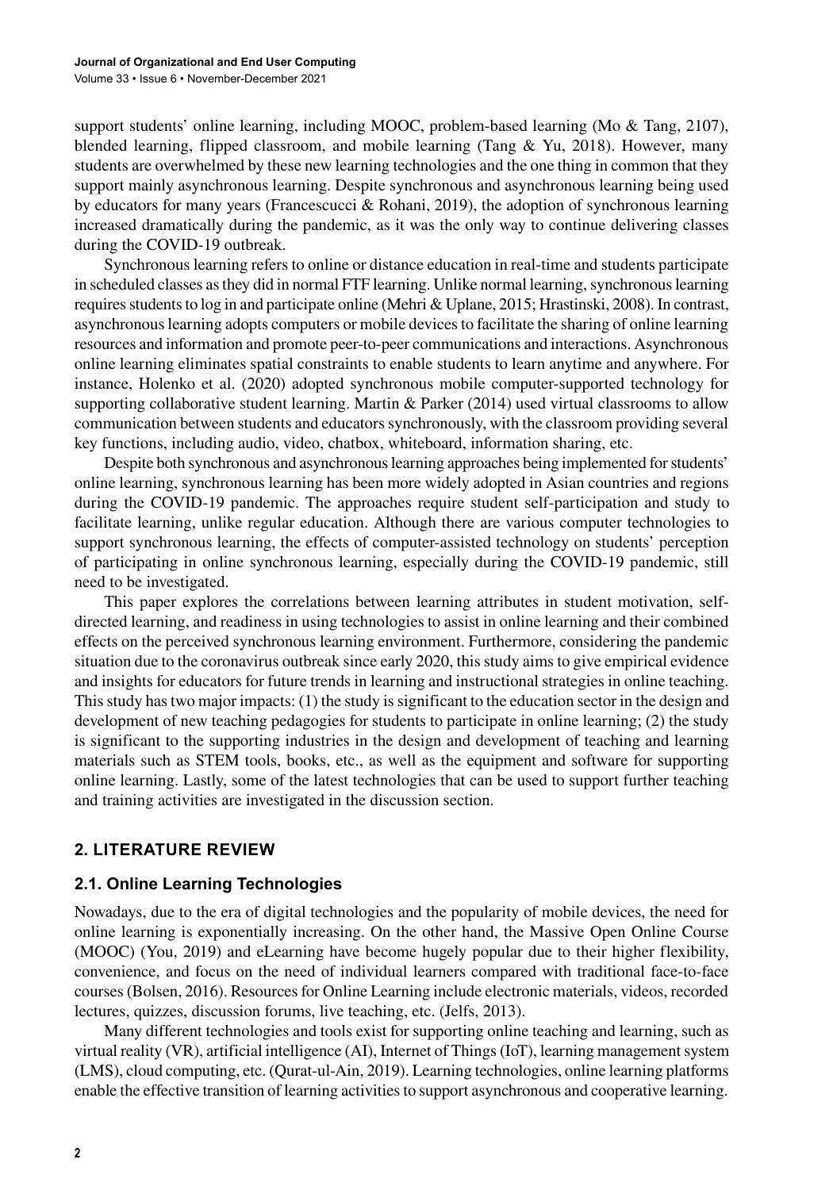support students' online learning, including MOOC, problem-based learning (Mo & Tang, 2107), blended learning, flipped classroom, and mobile learning (Tang & Yu, 2018). However, many students are overwhelmed by these new learning technologies and the one thing in common that they support mainly asynchronous learning. Despite synchronous and asynchronous learning being used by educators for many years (Francescucci & Rohani, 2019), the adoption of synchronous learning increased dramatically during the pandemic, as it was the only way to continue delivering classes during the COVID-19 outbreak.

Synchronous learning refers to online or distance education in real-time and students participate in scheduled classes as they did in normal FTF learning. Unlike normal learning, synchronous learning requires students to log in and participate online (Mehri & Uplane, 2015; Hrastinski, 2008). In contrast, asynchronous learning adopts computers or mobile devices to facilitate the sharing of online learning resources and information and promote peer-to-peer communications and interactions. Asynchronous online learning eliminates spatial constraints to enable students to learn anytime and anywhere. For instance, Holenko et al. (2020) adopted synchronous mobile computer-supported technology for supporting collaborative student learning. Martin & Parker (2014) used virtual classrooms to allow communication between students and educators synchronously, with the classroom providing several key functions, including audio, video, chatbox, whiteboard, information sharing, etc.

Despite both synchronous and asynchronous learning approaches being implemented for students' online learning, synchronous learning has been more widely adopted in Asian countries and regions during the COVID-19 pandemic. The approaches require student self-participation and study to facilitate learning, unlike regular education. Although there are various computer technologies to support synchronous learning, the effects of computer-assisted technology on students' perception of participating in online synchronous learning, especially during the COVID-19 pandemic, still need to be investigated.

This paper explores the correlations between learning attributes in student motivation, self-directed learning, and readiness in using technologies to assist in online learning and their combined effects on the perceived synchronous learning environment. Furthermore, considering the pandemic situation due to the coronavirus outbreak since early 2020, this study aims to give empirical evidence and insights for educators for future trends in learning and instructional strategies in online teaching. This study has two major impacts: (1) the study is significant to the education sector in the design and development of new teaching pedagogies for students to participate in online learning; (2) the study is significant to the supporting industries in the design and development of teaching and learning materials such as STEM tools, books, etc., as well as the equipment and software for supporting online learning. Lastly, some of the latest technologies that can be used to support further teaching and training activities are investigated in the discussion section.

## 2. LITERATURE REVIEW

### 2.1. Online Learning Technologies

Nowadays, due to the era of digital technologies and the popularity of mobile devices, the need for online learning is exponentially increasing. On the other hand, the Massive Open Online Course (MOOC) (You, 2019) and eLearning have become hugely popular due to their higher flexibility, convenience, and focus on the need of individual learners compared with traditional face-to-face courses (Bolsen, 2016). Resources for Online Learning include electronic materials, videos, recorded lectures, quizzes, discussion forums, live teaching, etc. (Jelfs, 2013).

Many different technologies and tools exist for supporting online teaching and learning, such as virtual reality (VR), artificial intelligence (AI), Internet of Things (IoT), learning management system (LMS), cloud computing, etc. (Qurat-ul-Ain, 2019). Learning technologies, online learning platforms enable the effective transition of learning activities to support asynchronous and cooperative learning.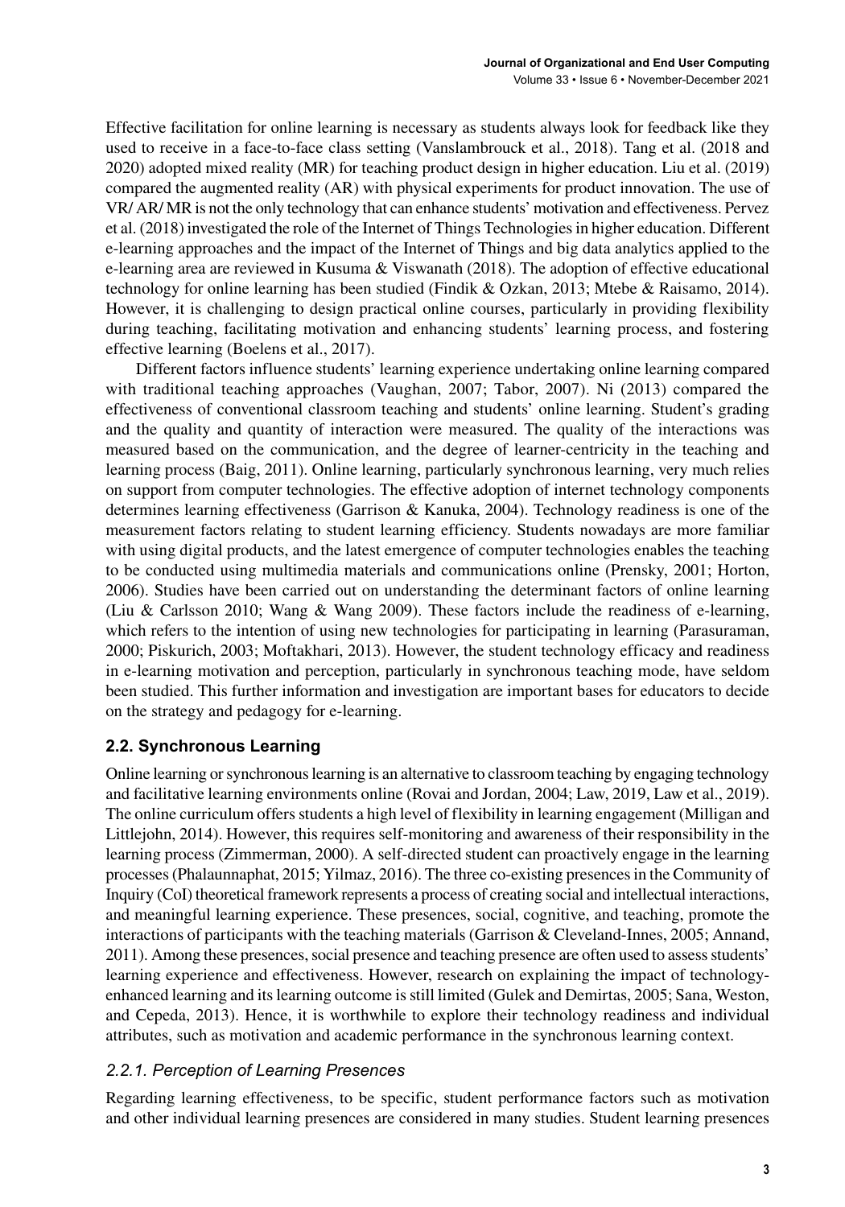Effective facilitation for online learning is necessary as students always look for feedback like they used to receive in a face-to-face class setting (Vanslambrouck et al., 2018). Tang et al. (2018 and 2020) adopted mixed reality (MR) for teaching product design in higher education. Liu et al. (2019) compared the augmented reality (AR) with physical experiments for product innovation. The use of VR/ AR/ MR is not the only technology that can enhance students' motivation and effectiveness. Pervez et al. (2018) investigated the role of the Internet of Things Technologies in higher education. Different e-learning approaches and the impact of the Internet of Things and big data analytics applied to the e-learning area are reviewed in Kusuma & Viswanath (2018). The adoption of effective educational technology for online learning has been studied (Findik & Ozkan, 2013; Mtebe & Raisamo, 2014). However, it is challenging to design practical online courses, particularly in providing flexibility during teaching, facilitating motivation and enhancing students' learning process, and fostering effective learning (Boelens et al., 2017).

Different factors influence students' learning experience undertaking online learning compared with traditional teaching approaches (Vaughan, 2007; Tabor, 2007). Ni (2013) compared the effectiveness of conventional classroom teaching and students' online learning. Student's grading and the quality and quantity of interaction were measured. The quality of the interactions was measured based on the communication, and the degree of learner-centricity in the teaching and learning process (Baig, 2011). Online learning, particularly synchronous learning, very much relies on support from computer technologies. The effective adoption of internet technology components determines learning effectiveness (Garrison & Kanuka, 2004). Technology readiness is one of the measurement factors relating to student learning efficiency. Students nowadays are more familiar with using digital products, and the latest emergence of computer technologies enables the teaching to be conducted using multimedia materials and communications online (Prensky, 2001; Horton, 2006). Studies have been carried out on understanding the determinant factors of online learning (Liu & Carlsson 2010; Wang & Wang 2009). These factors include the readiness of e-learning, which refers to the intention of using new technologies for participating in learning (Parasuraman, 2000; Piskurich, 2003; Moftakhari, 2013). However, the student technology efficacy and readiness in e-learning motivation and perception, particularly in synchronous teaching mode, have seldom been studied. This further information and investigation are important bases for educators to decide on the strategy and pedagogy for e-learning.

## 2.2. Synchronous Learning

Online learning or synchronous learning is an alternative to classroom teaching by engaging technology and facilitative learning environments online (Rovai and Jordan, 2004; Law, 2019, Law et al., 2019). The online curriculum offers students a high level of flexibility in learning engagement (Milligan and Littlejohn, 2014). However, this requires self-monitoring and awareness of their responsibility in the learning process (Zimmerman, 2000). A self-directed student can proactively engage in the learning processes (Phalaunnaphat, 2015; Yilmaz, 2016). The three co-existing presences in the Community of Inquiry (CoI) theoretical framework represents a process of creating social and intellectual interactions, and meaningful learning experience. These presences, social, cognitive, and teaching, promote the interactions of participants with the teaching materials (Garrison & Cleveland-Innes, 2005; Annand, 2011). Among these presences, social presence and teaching presence are often used to assess students' learning experience and effectiveness. However, research on explaining the impact of technology-enhanced learning and its learning outcome is still limited (Gulek and Demirtas, 2005; Sana, Weston, and Cepeda, 2013). Hence, it is worthwhile to explore their technology readiness and individual attributes, such as motivation and academic performance in the synchronous learning context.

### *2.2.1. Perception of Learning Presences*

Regarding learning effectiveness, to be specific, student performance factors such as motivation and other individual learning presences are considered in many studies. Student learning presences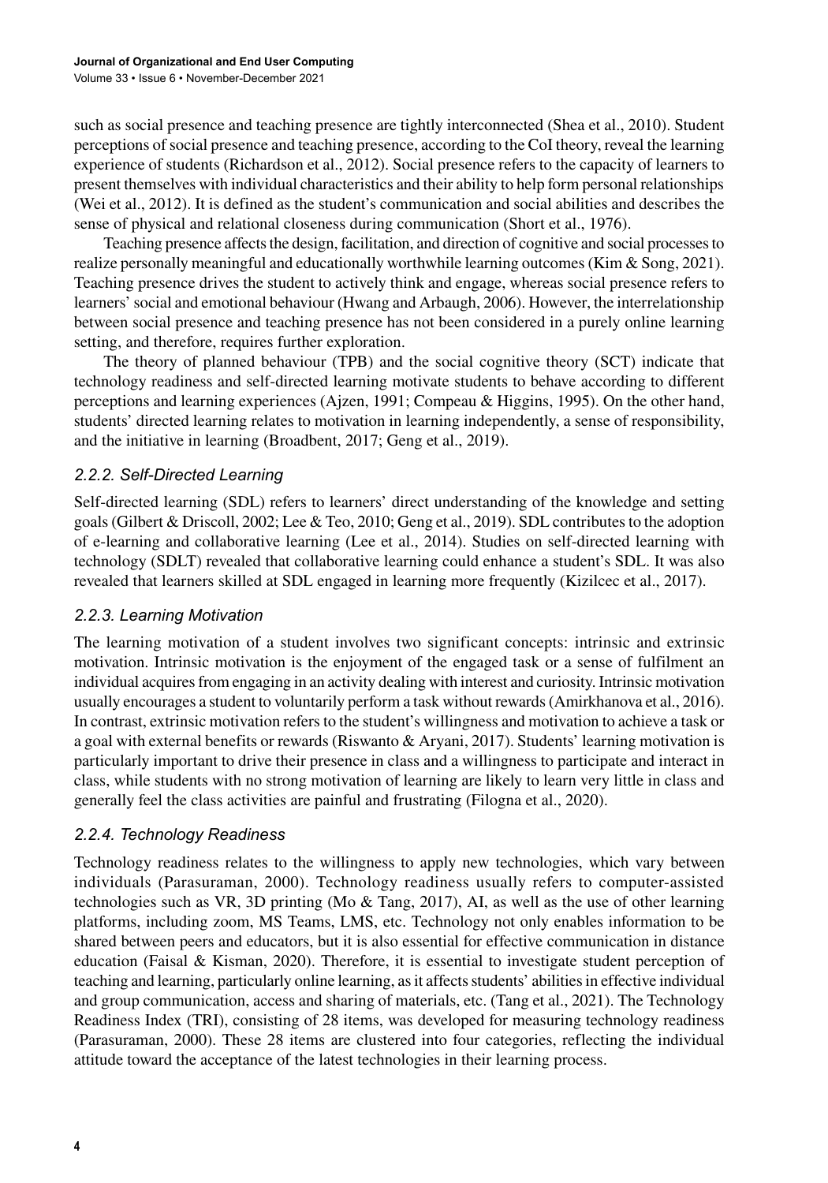such as social presence and teaching presence are tightly interconnected (Shea et al., 2010). Student perceptions of social presence and teaching presence, according to the CoI theory, reveal the learning experience of students (Richardson et al., 2012). Social presence refers to the capacity of learners to present themselves with individual characteristics and their ability to help form personal relationships (Wei et al., 2012). It is defined as the student's communication and social abilities and describes the sense of physical and relational closeness during communication (Short et al., 1976).

Teaching presence affects the design, facilitation, and direction of cognitive and social processes to realize personally meaningful and educationally worthwhile learning outcomes (Kim & Song, 2021). Teaching presence drives the student to actively think and engage, whereas social presence refers to learners' social and emotional behaviour (Hwang and Arbaugh, 2006). However, the interrelationship between social presence and teaching presence has not been considered in a purely online learning setting, and therefore, requires further exploration.

The theory of planned behaviour (TPB) and the social cognitive theory (SCT) indicate that technology readiness and self-directed learning motivate students to behave according to different perceptions and learning experiences (Ajzen, 1991; Compeau & Higgins, 1995). On the other hand, students' directed learning relates to motivation in learning independently, a sense of responsibility, and the initiative in learning (Broadbent, 2017; Geng et al., 2019).

### *2.2.2. Self-Directed Learning*

Self-directed learning (SDL) refers to learners' direct understanding of the knowledge and setting goals (Gilbert & Driscoll, 2002; Lee & Teo, 2010; Geng et al., 2019). SDL contributes to the adoption of e-learning and collaborative learning (Lee et al., 2014). Studies on self-directed learning with technology (SDLT) revealed that collaborative learning could enhance a student's SDL. It was also revealed that learners skilled at SDL engaged in learning more frequently (Kizilcec et al., 2017).

### *2.2.3. Learning Motivation*

The learning motivation of a student involves two significant concepts: intrinsic and extrinsic motivation. Intrinsic motivation is the enjoyment of the engaged task or a sense of fulfilment an individual acquires from engaging in an activity dealing with interest and curiosity. Intrinsic motivation usually encourages a student to voluntarily perform a task without rewards (Amirkhanova et al., 2016). In contrast, extrinsic motivation refers to the student's willingness and motivation to achieve a task or a goal with external benefits or rewards (Riswanto & Aryani, 2017). Students' learning motivation is particularly important to drive their presence in class and a willingness to participate and interact in class, while students with no strong motivation of learning are likely to learn very little in class and generally feel the class activities are painful and frustrating (Filogna et al., 2020).

### *2.2.4. Technology Readiness*

Technology readiness relates to the willingness to apply new technologies, which vary between individuals (Parasuraman, 2000). Technology readiness usually refers to computer-assisted technologies such as VR, 3D printing (Mo & Tang, 2017), AI, as well as the use of other learning platforms, including zoom, MS Teams, LMS, etc. Technology not only enables information to be shared between peers and educators, but it is also essential for effective communication in distance education (Faisal & Kisman, 2020). Therefore, it is essential to investigate student perception of teaching and learning, particularly online learning, as it affects students' abilities in effective individual and group communication, access and sharing of materials, etc. (Tang et al., 2021). The Technology Readiness Index (TRI), consisting of 28 items, was developed for measuring technology readiness (Parasuraman, 2000). These 28 items are clustered into four categories, reflecting the individual attitude toward the acceptance of the latest technologies in their learning process.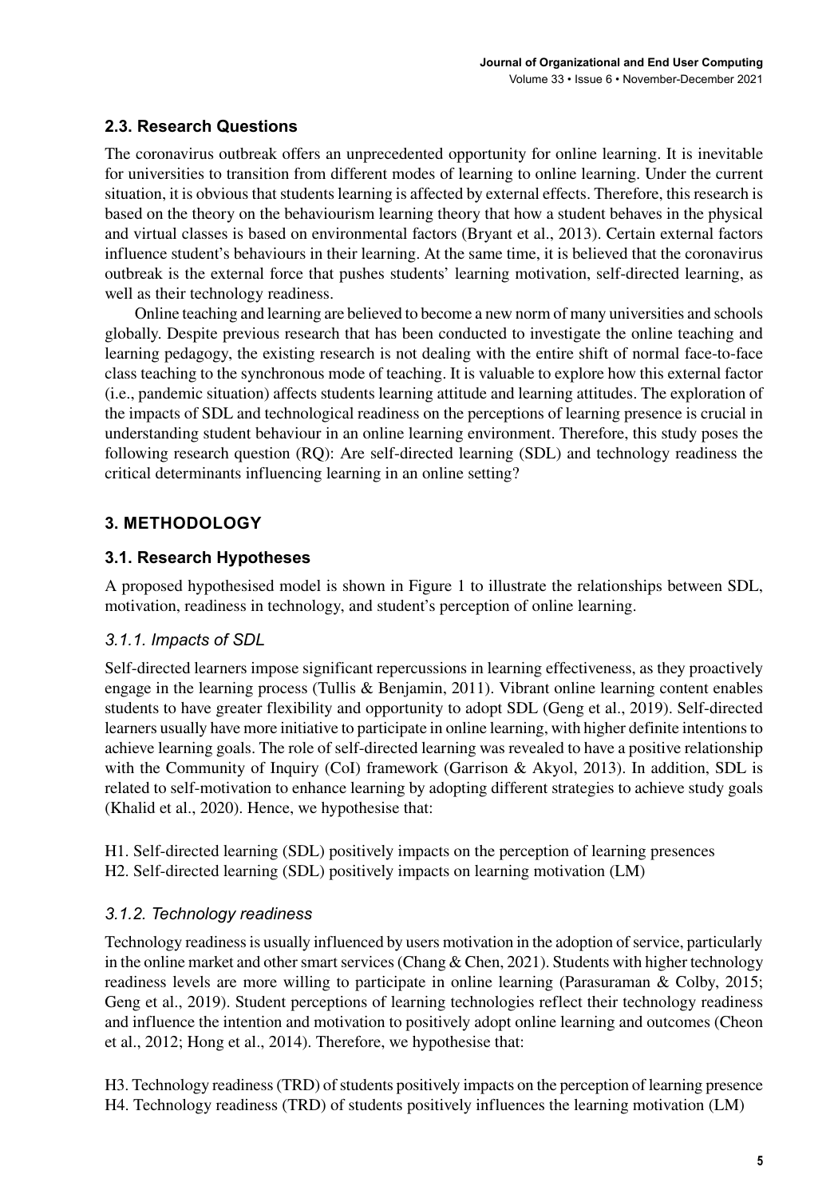### 2.3. Research Questions

The coronavirus outbreak offers an unprecedented opportunity for online learning. It is inevitable for universities to transition from different modes of learning to online learning. Under the current situation, it is obvious that students learning is affected by external effects. Therefore, this research is based on the theory on the behaviourism learning theory that how a student behaves in the physical and virtual classes is based on environmental factors (Bryant et al., 2013). Certain external factors influence student's behaviours in their learning. At the same time, it is believed that the coronavirus outbreak is the external force that pushes students' learning motivation, self-directed learning, as well as their technology readiness.

Online teaching and learning are believed to become a new norm of many universities and schools globally. Despite previous research that has been conducted to investigate the online teaching and learning pedagogy, the existing research is not dealing with the entire shift of normal face-to-face class teaching to the synchronous mode of teaching. It is valuable to explore how this external factor (i.e., pandemic situation) affects students learning attitude and learning attitudes. The exploration of the impacts of SDL and technological readiness on the perceptions of learning presence is crucial in understanding student behaviour in an online learning environment. Therefore, this study poses the following research question (RQ): Are self-directed learning (SDL) and technology readiness the critical determinants influencing learning in an online setting?

## 3. METHODOLOGY

### 3.1. Research Hypotheses

A proposed hypothesised model is shown in Figure 1 to illustrate the relationships between SDL, motivation, readiness in technology, and student's perception of online learning.

#### *3.1.1. Impacts of SDL*

Self-directed learners impose significant repercussions in learning effectiveness, as they proactively engage in the learning process (Tullis & Benjamin, 2011). Vibrant online learning content enables students to have greater flexibility and opportunity to adopt SDL (Geng et al., 2019). Self-directed learners usually have more initiative to participate in online learning, with higher definite intentions to achieve learning goals. The role of self-directed learning was revealed to have a positive relationship with the Community of Inquiry (CoI) framework (Garrison & Akyol, 2013). In addition, SDL is related to self-motivation to enhance learning by adopting different strategies to achieve study goals (Khalid et al., 2020). Hence, we hypothesise that:

H1. Self-directed learning (SDL) positively impacts on the perception of learning presences
H2. Self-directed learning (SDL) positively impacts on learning motivation (LM)

#### *3.1.2. Technology readiness*

Technology readiness is usually influenced by users motivation in the adoption of service, particularly in the online market and other smart services (Chang & Chen, 2021). Students with higher technology readiness levels are more willing to participate in online learning (Parasuraman & Colby, 2015; Geng et al., 2019). Student perceptions of learning technologies reflect their technology readiness and influence the intention and motivation to positively adopt online learning and outcomes (Cheon et al., 2012; Hong et al., 2014). Therefore, we hypothesise that:

H3. Technology readiness (TRD) of students positively impacts on the perception of learning presence
H4. Technology readiness (TRD) of students positively influences the learning motivation (LM)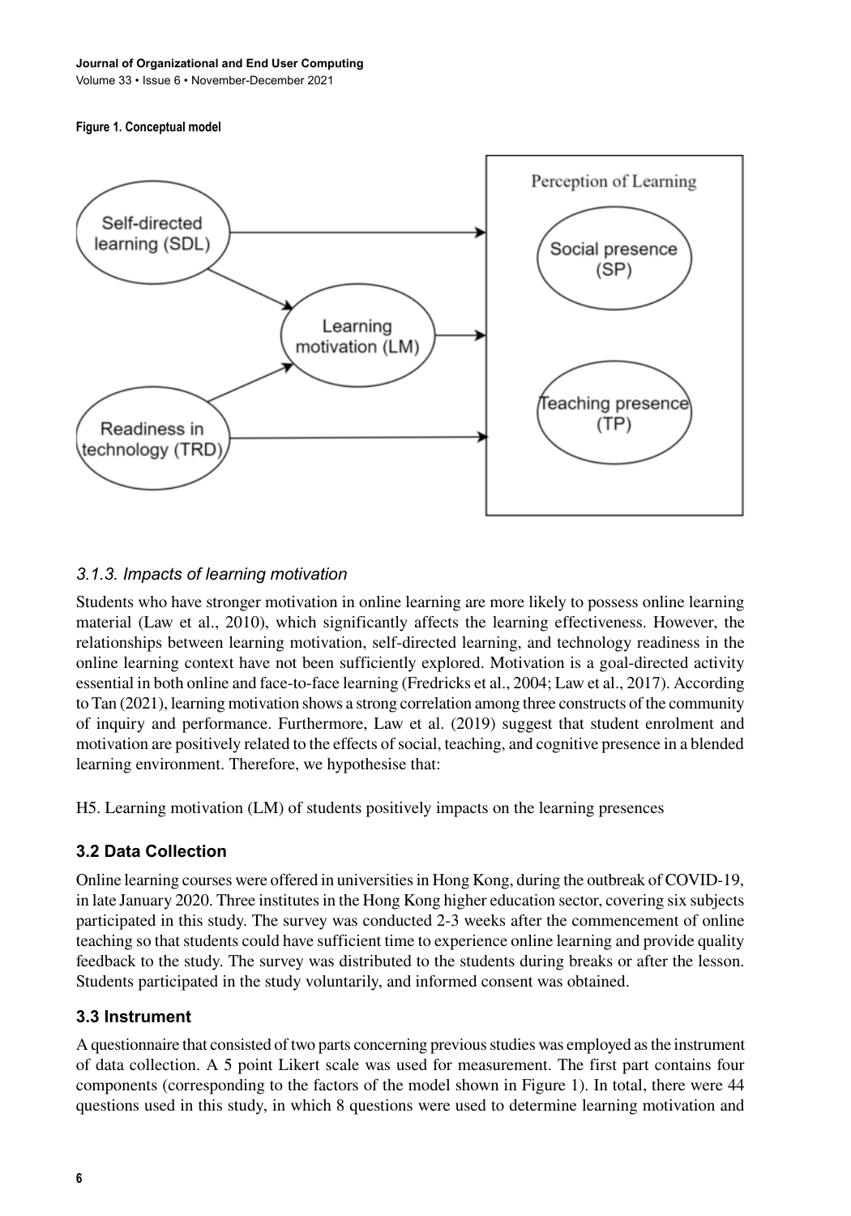**Figure 1. Conceptual model**

### 3.1.3. Impacts of learning motivation

Students who have stronger motivation in online learning are more likely to possess online learning material (Law et al., 2010), which significantly affects the learning effectiveness. However, the relationships between learning motivation, self-directed learning, and technology readiness in the online learning context have not been sufficiently explored. Motivation is a goal-directed activity essential in both online and face-to-face learning (Fredricks et al., 2004; Law et al., 2017). According to Tan (2021), learning motivation shows a strong correlation among three constructs of the community of inquiry and performance. Furthermore, Law et al. (2019) suggest that student enrolment and motivation are positively related to the effects of social, teaching, and cognitive presence in a blended learning environment. Therefore, we hypothesise that:

H5. Learning motivation (LM) of students positively impacts on the learning presences

## 3.2 Data Collection

Online learning courses were offered in universities in Hong Kong, during the outbreak of COVID-19, in late January 2020. Three institutes in the Hong Kong higher education sector, covering six subjects participated in this study. The survey was conducted 2-3 weeks after the commencement of online teaching so that students could have sufficient time to experience online learning and provide quality feedback to the study. The survey was distributed to the students during breaks or after the lesson. Students participated in the study voluntarily, and informed consent was obtained.

## 3.3 Instrument

A questionnaire that consisted of two parts concerning previous studies was employed as the instrument of data collection. A 5 point Likert scale was used for measurement. The first part contains four components (corresponding to the factors of the model shown in Figure 1). In total, there were 44 questions used in this study, in which 8 questions were used to determine learning motivation and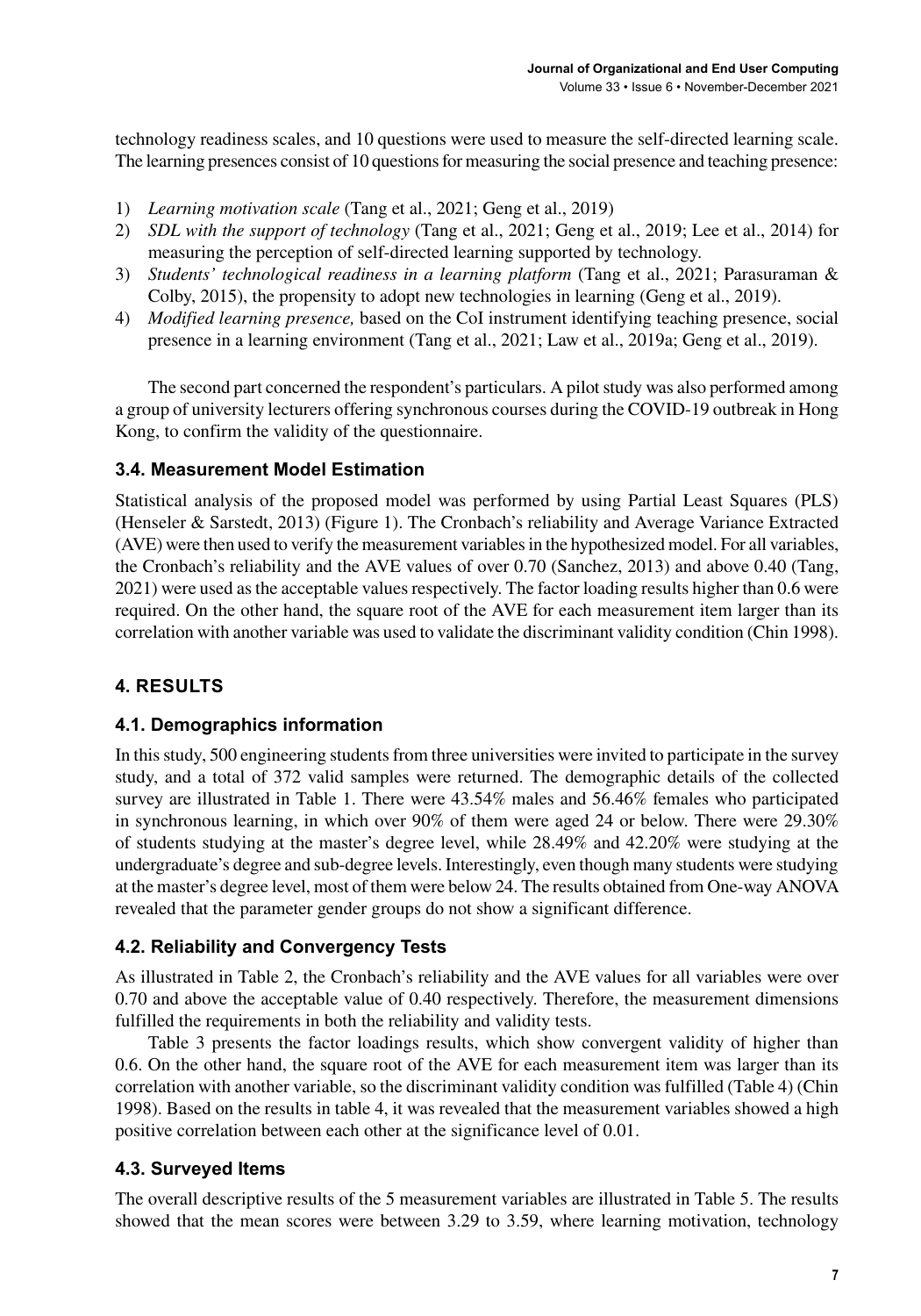technology readiness scales, and 10 questions were used to measure the self-directed learning scale. The learning presences consist of 10 questions for measuring the social presence and teaching presence:

1) *Learning motivation scale* (Tang et al., 2021; Geng et al., 2019)
2) *SDL with the support of technology* (Tang et al., 2021; Geng et al., 2019; Lee et al., 2014) for measuring the perception of self-directed learning supported by technology.
3) *Students' technological readiness in a learning platform* (Tang et al., 2021; Parasuraman & Colby, 2015), the propensity to adopt new technologies in learning (Geng et al., 2019).
4) *Modified learning presence,* based on the CoI instrument identifying teaching presence, social presence in a learning environment (Tang et al., 2021; Law et al., 2019a; Geng et al., 2019).

The second part concerned the respondent's particulars. A pilot study was also performed among a group of university lecturers offering synchronous courses during the COVID-19 outbreak in Hong Kong, to confirm the validity of the questionnaire.

### 3.4. Measurement Model Estimation

Statistical analysis of the proposed model was performed by using Partial Least Squares (PLS) (Henseler & Sarstedt, 2013) (Figure 1). The Cronbach's reliability and Average Variance Extracted (AVE) were then used to verify the measurement variables in the hypothesized model. For all variables, the Cronbach's reliability and the AVE values of over 0.70 (Sanchez, 2013) and above 0.40 (Tang, 2021) were used as the acceptable values respectively. The factor loading results higher than 0.6 were required. On the other hand, the square root of the AVE for each measurement item larger than its correlation with another variable was used to validate the discriminant validity condition (Chin 1998).

## 4. RESULTS

### 4.1. Demographics information

In this study, 500 engineering students from three universities were invited to participate in the survey study, and a total of 372 valid samples were returned. The demographic details of the collected survey are illustrated in Table 1. There were 43.54% males and 56.46% females who participated in synchronous learning, in which over 90% of them were aged 24 or below. There were 29.30% of students studying at the master's degree level, while 28.49% and 42.20% were studying at the undergraduate's degree and sub-degree levels. Interestingly, even though many students were studying at the master's degree level, most of them were below 24. The results obtained from One-way ANOVA revealed that the parameter gender groups do not show a significant difference.

### 4.2. Reliability and Convergency Tests

As illustrated in Table 2, the Cronbach's reliability and the AVE values for all variables were over 0.70 and above the acceptable value of 0.40 respectively. Therefore, the measurement dimensions fulfilled the requirements in both the reliability and validity tests.

Table 3 presents the factor loadings results, which show convergent validity of higher than 0.6. On the other hand, the square root of the AVE for each measurement item was larger than its correlation with another variable, so the discriminant validity condition was fulfilled (Table 4) (Chin 1998). Based on the results in table 4, it was revealed that the measurement variables showed a high positive correlation between each other at the significance level of 0.01.

### 4.3. Surveyed Items

The overall descriptive results of the 5 measurement variables are illustrated in Table 5. The results showed that the mean scores were between 3.29 to 3.59, where learning motivation, technology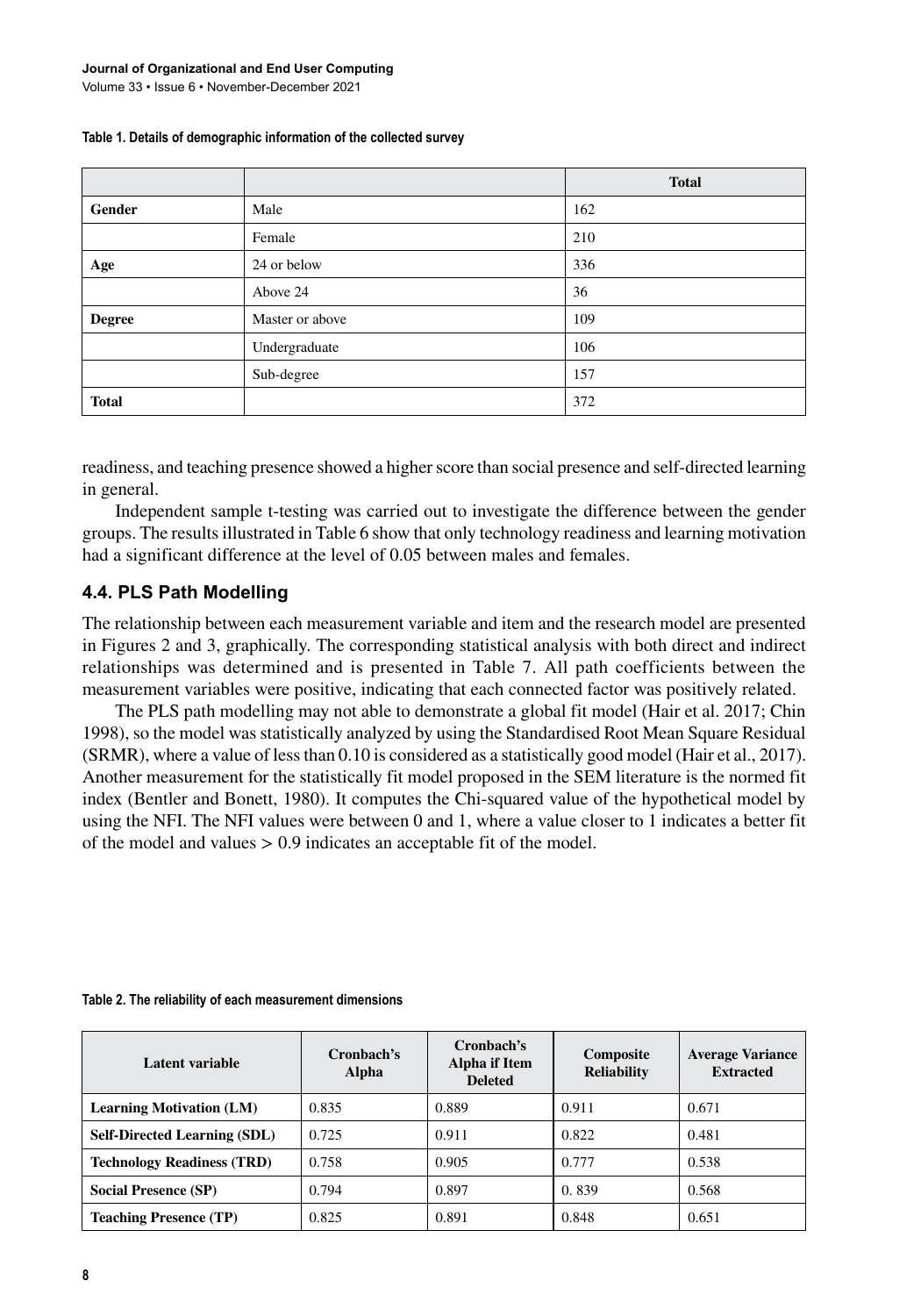Table 1. Details of demographic information of the collected survey

| | | Total |
|---|---|---|
| **Gender** | Male | 162 |
| | Female | 210 |
| **Age** | 24 or below | 336 |
| | Above 24 | 36 |
| **Degree** | Master or above | 109 |
| | Undergraduate | 106 |
| | Sub-degree | 157 |
| **Total** | | 372 |

readiness, and teaching presence showed a higher score than social presence and self-directed learning in general.

Independent sample t-testing was carried out to investigate the difference between the gender groups. The results illustrated in Table 6 show that only technology readiness and learning motivation had a significant difference at the level of 0.05 between males and females.

## 4.4. PLS Path Modelling

The relationship between each measurement variable and item and the research model are presented in Figures 2 and 3, graphically. The corresponding statistical analysis with both direct and indirect relationships was determined and is presented in Table 7. All path coefficients between the measurement variables were positive, indicating that each connected factor was positively related.

The PLS path modelling may not able to demonstrate a global fit model (Hair et al. 2017; Chin 1998), so the model was statistically analyzed by using the Standardised Root Mean Square Residual (SRMR), where a value of less than 0.10 is considered as a statistically good model (Hair et al., 2017). Another measurement for the statistically fit model proposed in the SEM literature is the normed fit index (Bentler and Bonett, 1980). It computes the Chi-squared value of the hypothetical model by using the NFI. The NFI values were between 0 and 1, where a value closer to 1 indicates a better fit of the model and values $> 0.9$ indicates an acceptable fit of the model.

Table 2. The reliability of each measurement dimensions

| Latent variable | Cronbach's Alpha | Cronbach's Alpha if Item Deleted | Composite Reliability | Average Variance Extracted |
|---|---|---|---|---|
| **Learning Motivation (LM)** | 0.835 | 0.889 | 0.911 | 0.671 |
| **Self-Directed Learning (SDL)** | 0.725 | 0.911 | 0.822 | 0.481 |
| **Technology Readiness (TRD)** | 0.758 | 0.905 | 0.777 | 0.538 |
| **Social Presence (SP)** | 0.794 | 0.897 | 0. 839 | 0.568 |
| **Teaching Presence (TP)** | 0.825 | 0.891 | 0.848 | 0.651 |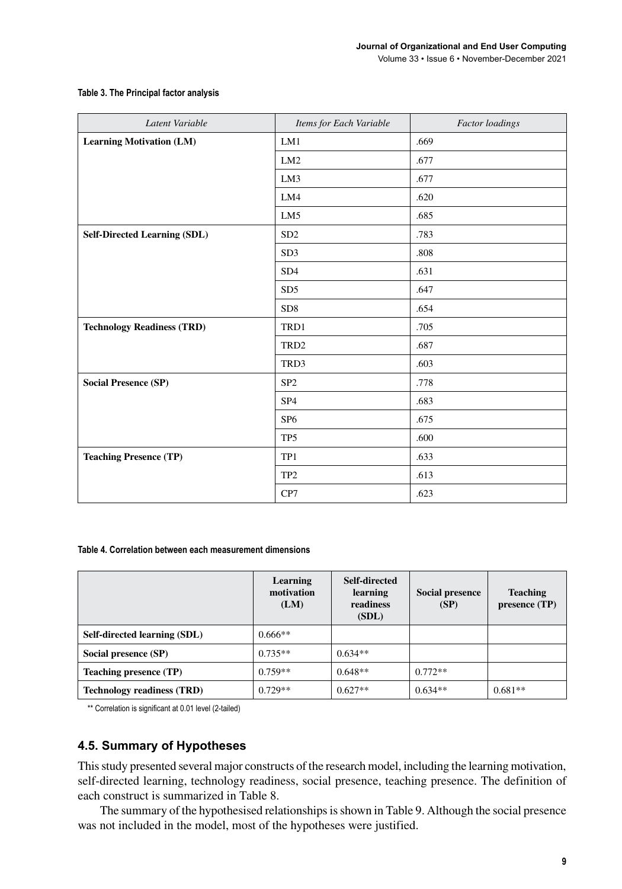**Table 3. The Principal factor analysis**

| *Latent Variable* | *Items for Each Variable* | *Factor loadings* |
|---|---|---|
| **Learning Motivation (LM)** | LM1 | .669 |
| | LM2 | .677 |
| | LM3 | .677 |
| | LM4 | .620 |
| | LM5 | .685 |
| **Self-Directed Learning (SDL)** | SD2 | .783 |
| | SD3 | .808 |
| | SD4 | .631 |
| | SD5 | .647 |
| | SD8 | .654 |
| **Technology Readiness (TRD)** | TRD1 | .705 |
| | TRD2 | .687 |
| | TRD3 | .603 |
| **Social Presence (SP)** | SP2 | .778 |
| | SP4 | .683 |
| | SP6 | .675 |
| | TP5 | .600 |
| **Teaching Presence (TP)** | TP1 | .633 |
| | TP2 | .613 |
| | CP7 | .623 |

**Table 4. Correlation between each measurement dimensions**

| | **Learning motivation (LM)** | **Self-directed learning readiness (SDL)** | **Social presence (SP)** | **Teaching presence (TP)** |
|---|---|---|---|---|
| **Self-directed learning (SDL)** | 0.666** | | | |
| **Social presence (SP)** | 0.735** | 0.634** | | |
| **Teaching presence (TP)** | 0.759** | 0.648** | 0.772** | |
| **Technology readiness (TRD)** | 0.729** | 0.627** | 0.634** | 0.681** |

** Correlation is significant at 0.01 level (2-tailed)

## 4.5. Summary of Hypotheses

This study presented several major constructs of the research model, including the learning motivation, self-directed learning, technology readiness, social presence, teaching presence. The definition of each construct is summarized in Table 8.

The summary of the hypothesised relationships is shown in Table 9. Although the social presence was not included in the model, most of the hypotheses were justified.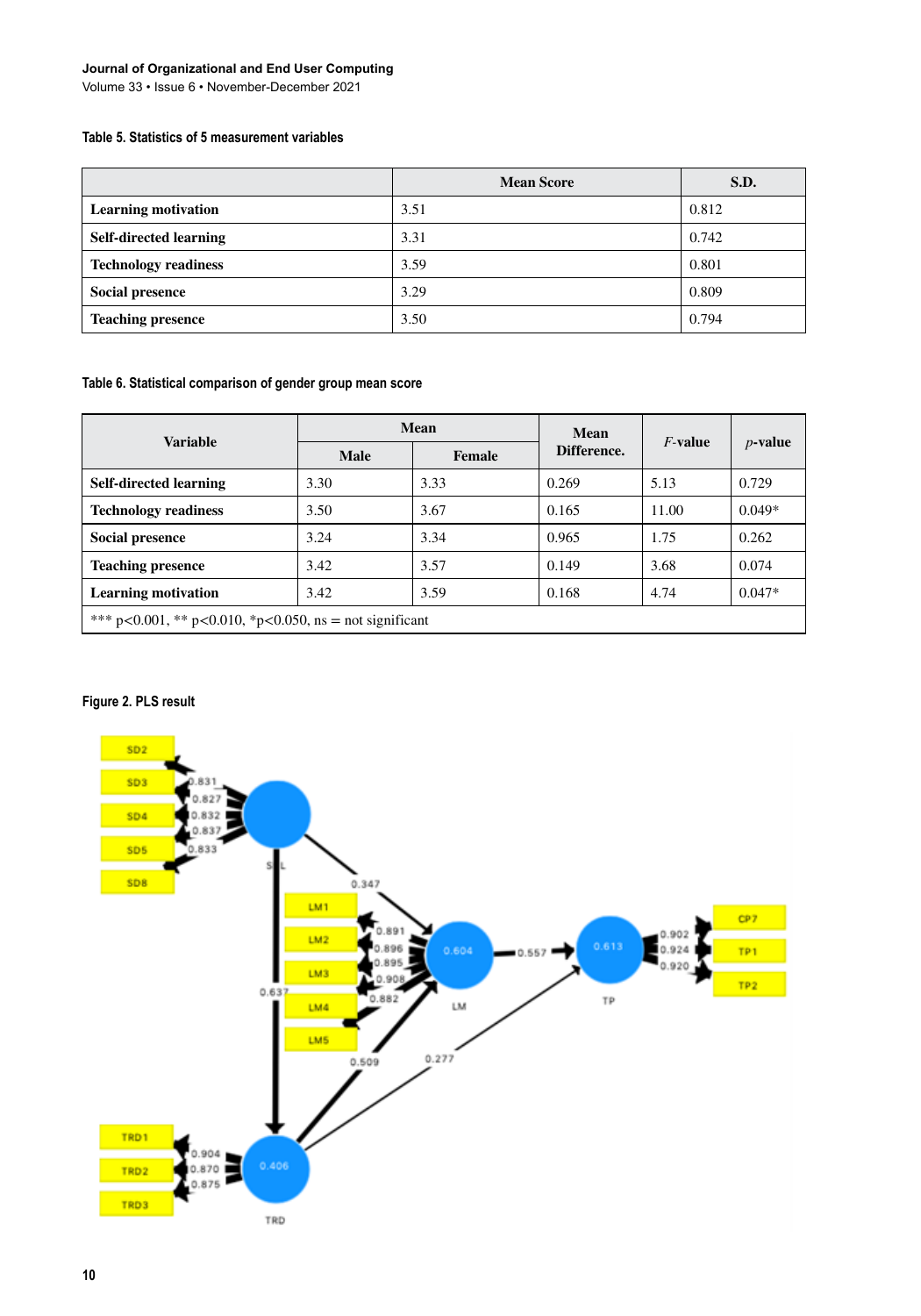Table 5. Statistics of 5 measurement variables

| | Mean Score | S.D. |
|---|---|---|
| **Learning motivation** | 3.51 | 0.812 |
| **Self-directed learning** | 3.31 | 0.742 |
| **Technology readiness** | 3.59 | 0.801 |
| **Social presence** | 3.29 | 0.809 |
| **Teaching presence** | 3.50 | 0.794 |

Table 6. Statistical comparison of gender group mean score

| Variable | Mean | | Mean Difference. | *F*-value | *p*-value |
|---|---|---|---|---|---|
| | Male | Female | | | |
| **Self-directed learning** | 3.30 | 3.33 | 0.269 | 5.13 | 0.729 |
| **Technology readiness** | 3.50 | 3.67 | 0.165 | 11.00 | 0.049* |
| **Social presence** | 3.24 | 3.34 | 0.965 | 1.75 | 0.262 |
| **Teaching presence** | 3.42 | 3.57 | 0.149 | 3.68 | 0.074 |
| **Learning motivation** | 3.42 | 3.59 | 0.168 | 4.74 | 0.047* |

*** p<0.001, ** p<0.010, *p<0.050, ns = not significant

Figure 2. PLS result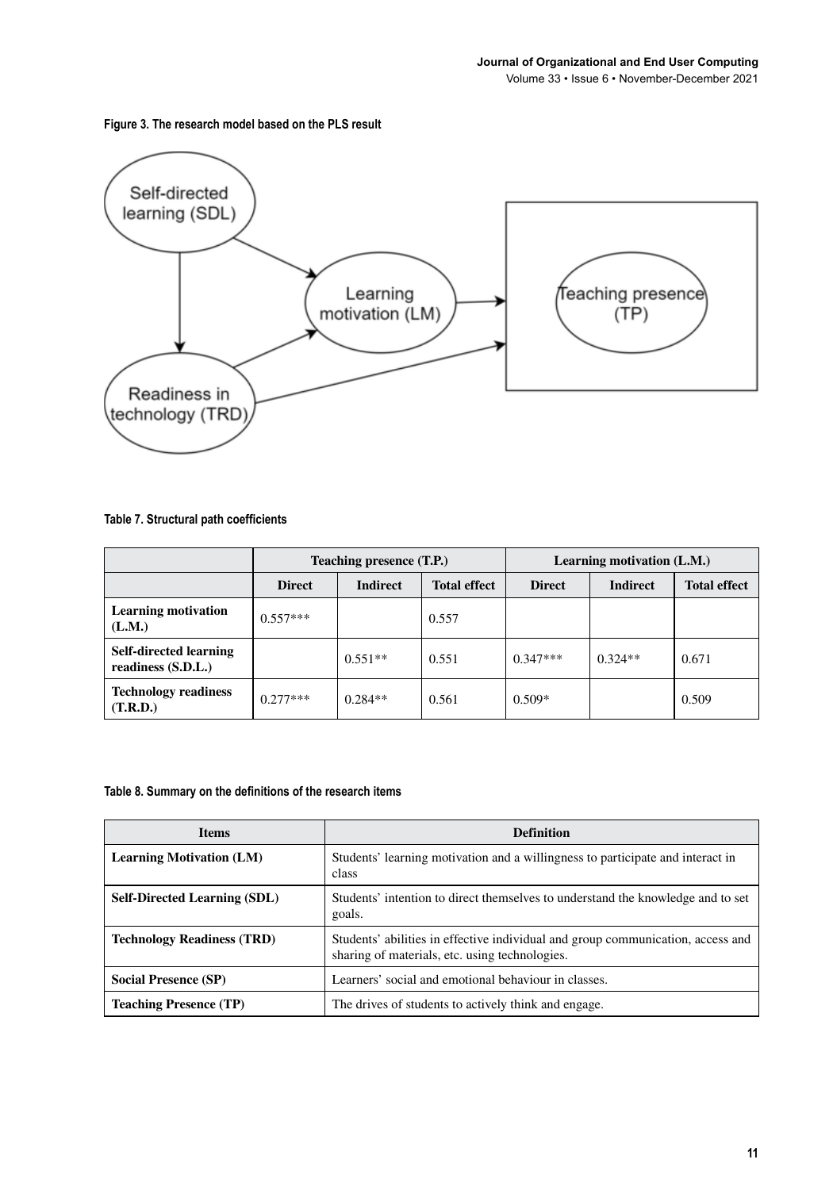**Figure 3. The research model based on the PLS result**

**Table 7. Structural path coefficients**

| | Teaching presence (T.P.) | | | Learning motivation (L.M.) | | |
|---|---|---|---|---|---|---|
| | **Direct** | **Indirect** | **Total effect** | **Direct** | **Indirect** | **Total effect** |
| **Learning motivation (L.M.)** | 0.557*** | | 0.557 | | | |
| **Self-directed learning readiness (S.D.L.)** | | 0.551** | 0.551 | 0.347*** | 0.324** | 0.671 |
| **Technology readiness (T.R.D.)** | 0.277*** | 0.284** | 0.561 | 0.509* | | 0.509 |

**Table 8. Summary on the definitions of the research items**

| Items | Definition |
|---|---|
| **Learning Motivation (LM)** | Students' learning motivation and a willingness to participate and interact in class |
| **Self-Directed Learning (SDL)** | Students' intention to direct themselves to understand the knowledge and to set goals. |
| **Technology Readiness (TRD)** | Students' abilities in effective individual and group communication, access and sharing of materials, etc. using technologies. |
| **Social Presence (SP)** | Learners' social and emotional behaviour in classes. |
| **Teaching Presence (TP)** | The drives of students to actively think and engage. |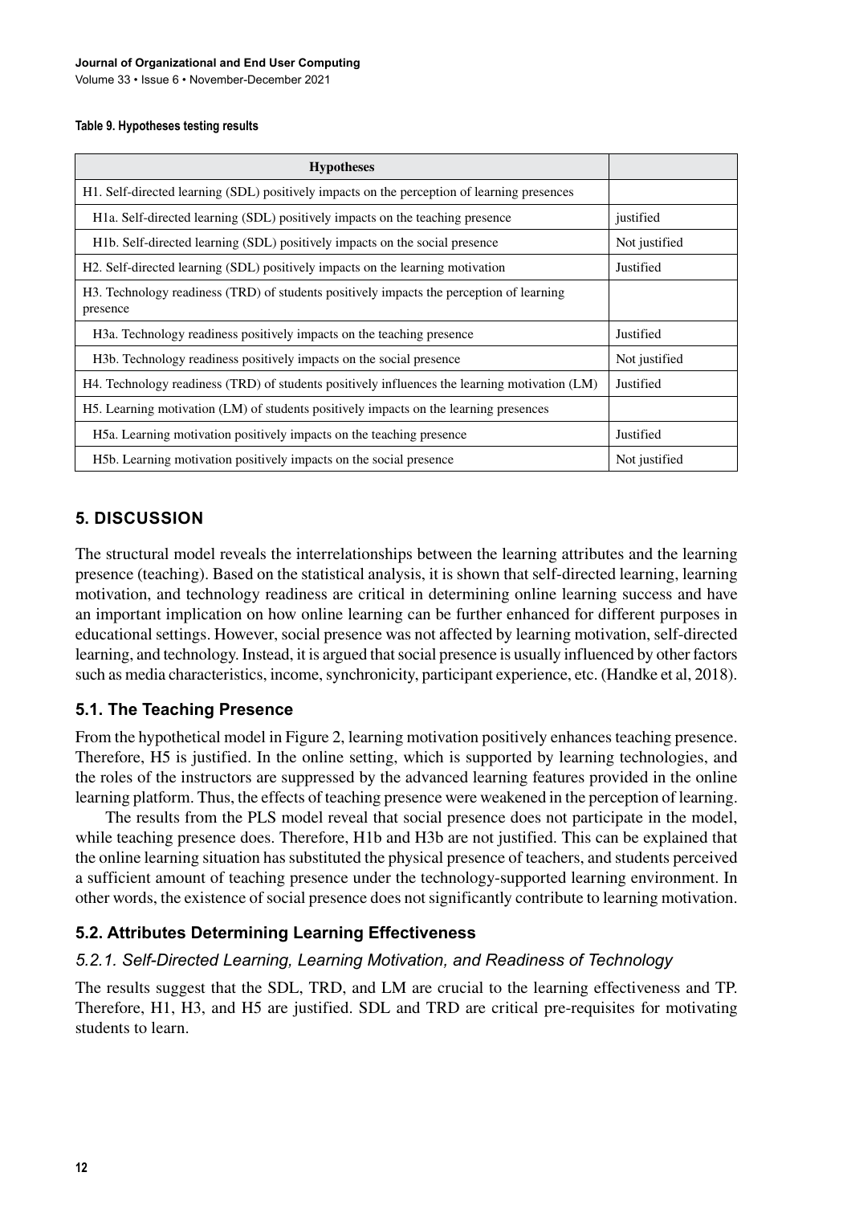**Table 9. Hypotheses testing results**

| Hypotheses | |
|---|---|
| H1. Self-directed learning (SDL) positively impacts on the perception of learning presences | |
| H1a. Self-directed learning (SDL) positively impacts on the teaching presence | justified |
| H1b. Self-directed learning (SDL) positively impacts on the social presence | Not justified |
| H2. Self-directed learning (SDL) positively impacts on the learning motivation | Justified |
| H3. Technology readiness (TRD) of students positively impacts the perception of learning presence | |
| H3a. Technology readiness positively impacts on the teaching presence | Justified |
| H3b. Technology readiness positively impacts on the social presence | Not justified |
| H4. Technology readiness (TRD) of students positively influences the learning motivation (LM) | Justified |
| H5. Learning motivation (LM) of students positively impacts on the learning presences | |
| H5a. Learning motivation positively impacts on the teaching presence | Justified |
| H5b. Learning motivation positively impacts on the social presence | Not justified |

## 5. DISCUSSION

The structural model reveals the interrelationships between the learning attributes and the learning presence (teaching). Based on the statistical analysis, it is shown that self-directed learning, learning motivation, and technology readiness are critical in determining online learning success and have an important implication on how online learning can be further enhanced for different purposes in educational settings. However, social presence was not affected by learning motivation, self-directed learning, and technology. Instead, it is argued that social presence is usually influenced by other factors such as media characteristics, income, synchronicity, participant experience, etc. (Handke et al, 2018).

### 5.1. The Teaching Presence

From the hypothetical model in Figure 2, learning motivation positively enhances teaching presence. Therefore, H5 is justified. In the online setting, which is supported by learning technologies, and the roles of the instructors are suppressed by the advanced learning features provided in the online learning platform. Thus, the effects of teaching presence were weakened in the perception of learning.

The results from the PLS model reveal that social presence does not participate in the model, while teaching presence does. Therefore, H1b and H3b are not justified. This can be explained that the online learning situation has substituted the physical presence of teachers, and students perceived a sufficient amount of teaching presence under the technology-supported learning environment. In other words, the existence of social presence does not significantly contribute to learning motivation.

### 5.2. Attributes Determining Learning Effectiveness

#### *5.2.1. Self-Directed Learning, Learning Motivation, and Readiness of Technology*

The results suggest that the SDL, TRD, and LM are crucial to the learning effectiveness and TP. Therefore, H1, H3, and H5 are justified. SDL and TRD are critical pre-requisites for motivating students to learn.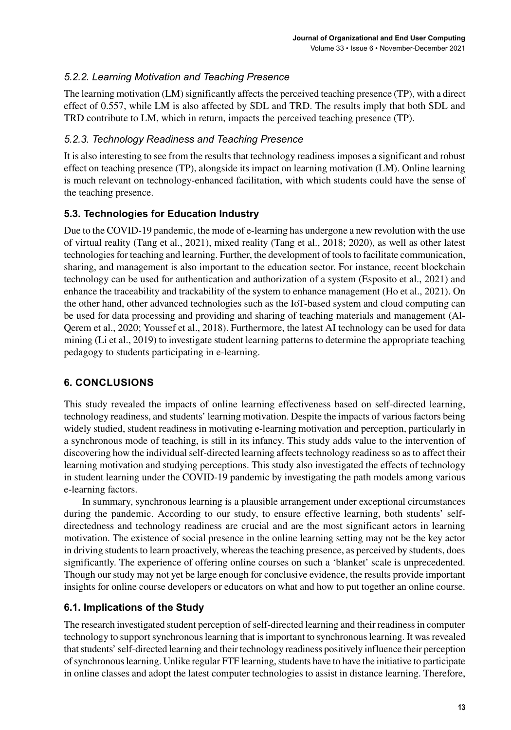### *5.2.2. Learning Motivation and Teaching Presence*

The learning motivation (LM) significantly affects the perceived teaching presence (TP), with a direct effect of 0.557, while LM is also affected by SDL and TRD. The results imply that both SDL and TRD contribute to LM, which in return, impacts the perceived teaching presence (TP).

### *5.2.3. Technology Readiness and Teaching Presence*

It is also interesting to see from the results that technology readiness imposes a significant and robust effect on teaching presence (TP), alongside its impact on learning motivation (LM). Online learning is much relevant on technology-enhanced facilitation, with which students could have the sense of the teaching presence.

## 5.3. Technologies for Education Industry

Due to the COVID-19 pandemic, the mode of e-learning has undergone a new revolution with the use of virtual reality (Tang et al., 2021), mixed reality (Tang et al., 2018; 2020), as well as other latest technologies for teaching and learning. Further, the development of tools to facilitate communication, sharing, and management is also important to the education sector. For instance, recent blockchain technology can be used for authentication and authorization of a system (Esposito et al., 2021) and enhance the traceability and trackability of the system to enhance management (Ho et al., 2021). On the other hand, other advanced technologies such as the IoT-based system and cloud computing can be used for data processing and providing and sharing of teaching materials and management (Al-Qerem et al., 2020; Youssef et al., 2018). Furthermore, the latest AI technology can be used for data mining (Li et al., 2019) to investigate student learning patterns to determine the appropriate teaching pedagogy to students participating in e-learning.

# 6. CONCLUSIONS

This study revealed the impacts of online learning effectiveness based on self-directed learning, technology readiness, and students' learning motivation. Despite the impacts of various factors being widely studied, student readiness in motivating e-learning motivation and perception, particularly in a synchronous mode of teaching, is still in its infancy. This study adds value to the intervention of discovering how the individual self-directed learning affects technology readiness so as to affect their learning motivation and studying perceptions. This study also investigated the effects of technology in student learning under the COVID-19 pandemic by investigating the path models among various e-learning factors.

In summary, synchronous learning is a plausible arrangement under exceptional circumstances during the pandemic. According to our study, to ensure effective learning, both students' self-directedness and technology readiness are crucial and are the most significant actors in learning motivation. The existence of social presence in the online learning setting may not be the key actor in driving students to learn proactively, whereas the teaching presence, as perceived by students, does significantly. The experience of offering online courses on such a 'blanket' scale is unprecedented. Though our study may not yet be large enough for conclusive evidence, the results provide important insights for online course developers or educators on what and how to put together an online course.

## 6.1. Implications of the Study

The research investigated student perception of self-directed learning and their readiness in computer technology to support synchronous learning that is important to synchronous learning. It was revealed that students' self-directed learning and their technology readiness positively influence their perception of synchronous learning. Unlike regular FTF learning, students have to have the initiative to participate in online classes and adopt the latest computer technologies to assist in distance learning. Therefore,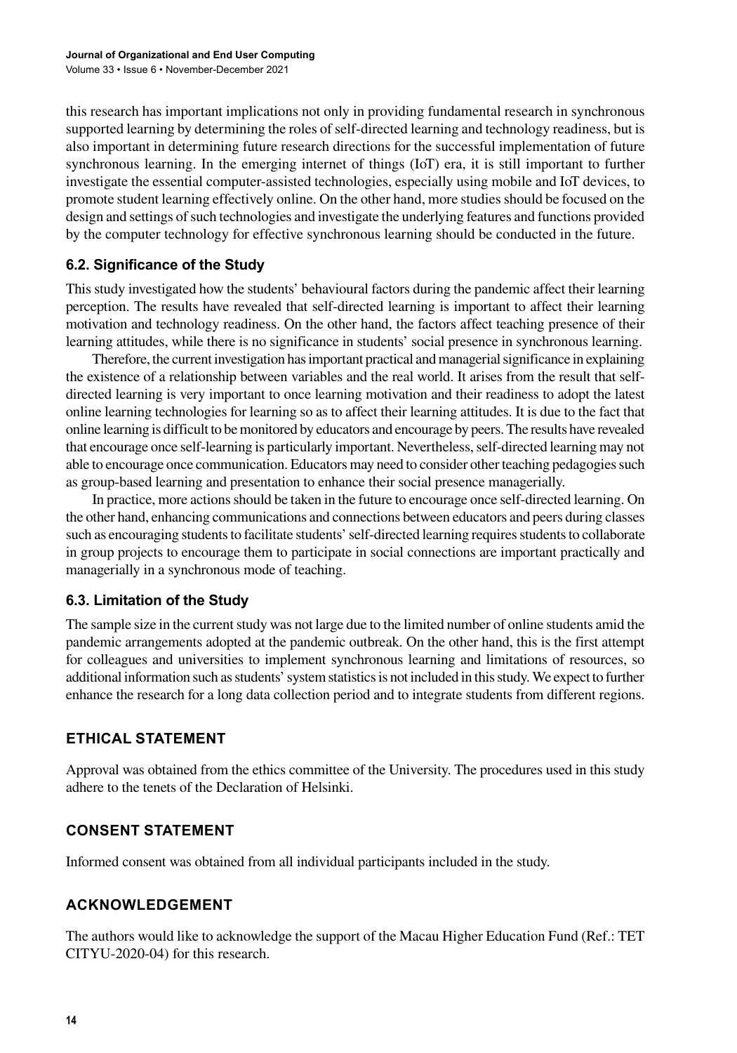this research has important implications not only in providing fundamental research in synchronous supported learning by determining the roles of self-directed learning and technology readiness, but is also important in determining future research directions for the successful implementation of future synchronous learning. In the emerging internet of things (IoT) era, it is still important to further investigate the essential computer-assisted technologies, especially using mobile and IoT devices, to promote student learning effectively online. On the other hand, more studies should be focused on the design and settings of such technologies and investigate the underlying features and functions provided by the computer technology for effective synchronous learning should be conducted in the future.

### 6.2. Significance of the Study

This study investigated how the students' behavioural factors during the pandemic affect their learning perception. The results have revealed that self-directed learning is important to affect their learning motivation and technology readiness. On the other hand, the factors affect teaching presence of their learning attitudes, while there is no significance in students' social presence in synchronous learning.

Therefore, the current investigation has important practical and managerial significance in explaining the existence of a relationship between variables and the real world. It arises from the result that self-directed learning is very important to once learning motivation and their readiness to adopt the latest online learning technologies for learning so as to affect their learning attitudes. It is due to the fact that online learning is difficult to be monitored by educators and encourage by peers. The results have revealed that encourage once self-learning is particularly important. Nevertheless, self-directed learning may not able to encourage once communication. Educators may need to consider other teaching pedagogies such as group-based learning and presentation to enhance their social presence managerially.

In practice, more actions should be taken in the future to encourage once self-directed learning. On the other hand, enhancing communications and connections between educators and peers during classes such as encouraging students to facilitate students' self-directed learning requires students to collaborate in group projects to encourage them to participate in social connections are important practically and managerially in a synchronous mode of teaching.

### 6.3. Limitation of the Study

The sample size in the current study was not large due to the limited number of online students amid the pandemic arrangements adopted at the pandemic outbreak. On the other hand, this is the first attempt for colleagues and universities to implement synchronous learning and limitations of resources, so additional information such as students' system statistics is not included in this study. We expect to further enhance the research for a long data collection period and to integrate students from different regions.

## ETHICAL STATEMENT

Approval was obtained from the ethics committee of the University. The procedures used in this study adhere to the tenets of the Declaration of Helsinki.

## CONSENT STATEMENT

Informed consent was obtained from all individual participants included in the study.

## ACKNOWLEDGEMENT

The authors would like to acknowledge the support of the Macau Higher Education Fund (Ref.: TET CITYU-2020-04) for this research.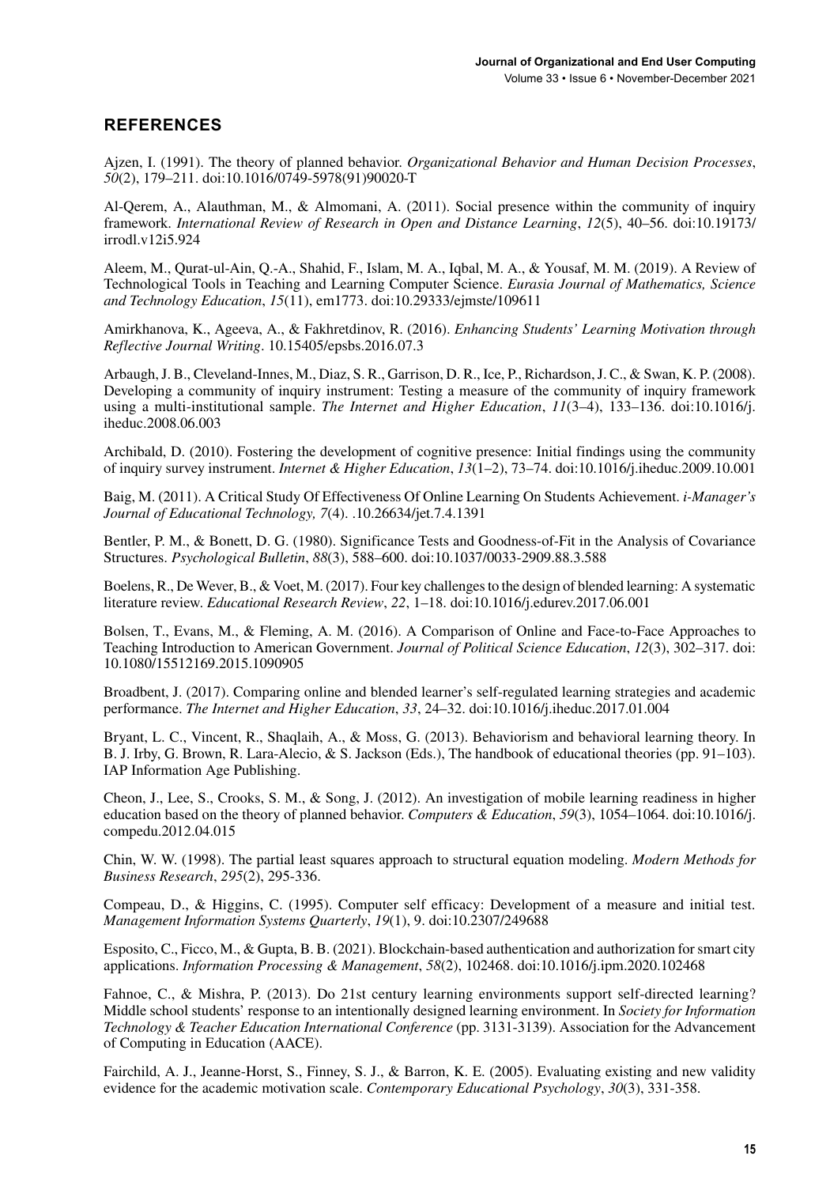## REFERENCES

Ajzen, I. (1991). The theory of planned behavior. *Organizational Behavior and Human Decision Processes*, *50*(2), 179–211. doi:10.1016/0749-5978(91)90020-T

Al-Qerem, A., Alauthman, M., & Almomani, A. (2011). Social presence within the community of inquiry framework. *International Review of Research in Open and Distance Learning*, *12*(5), 40–56. doi:10.19173/irrodl.v12i5.924

Aleem, M., Qurat-ul-Ain, Q.-A., Shahid, F., Islam, M. A., Iqbal, M. A., & Yousaf, M. M. (2019). A Review of Technological Tools in Teaching and Learning Computer Science. *Eurasia Journal of Mathematics, Science and Technology Education*, *15*(11), em1773. doi:10.29333/ejmste/109611

Amirkhanova, K., Ageeva, A., & Fakhretdinov, R. (2016). *Enhancing Students' Learning Motivation through Reflective Journal Writing*. 10.15405/epsbs.2016.07.3

Arbaugh, J. B., Cleveland-Innes, M., Diaz, S. R., Garrison, D. R., Ice, P., Richardson, J. C., & Swan, K. P. (2008). Developing a community of inquiry instrument: Testing a measure of the community of inquiry framework using a multi-institutional sample. *The Internet and Higher Education*, *11*(3–4), 133–136. doi:10.1016/j.iheduc.2008.06.003

Archibald, D. (2010). Fostering the development of cognitive presence: Initial findings using the community of inquiry survey instrument. *Internet & Higher Education*, *13*(1–2), 73–74. doi:10.1016/j.iheduc.2009.10.001

Baig, M. (2011). A Critical Study Of Effectiveness Of Online Learning On Students Achievement. *i-Manager's Journal of Educational Technology, 7*(4). .10.26634/jet.7.4.1391

Bentler, P. M., & Bonett, D. G. (1980). Significance Tests and Goodness-of-Fit in the Analysis of Covariance Structures. *Psychological Bulletin*, *88*(3), 588–600. doi:10.1037/0033-2909.88.3.588

Boelens, R., De Wever, B., & Voet, M. (2017). Four key challenges to the design of blended learning: A systematic literature review. *Educational Research Review*, *22*, 1–18. doi:10.1016/j.edurev.2017.06.001

Bolsen, T., Evans, M., & Fleming, A. M. (2016). A Comparison of Online and Face-to-Face Approaches to Teaching Introduction to American Government. *Journal of Political Science Education*, *12*(3), 302–317. doi: 10.1080/15512169.2015.1090905

Broadbent, J. (2017). Comparing online and blended learner's self-regulated learning strategies and academic performance. *The Internet and Higher Education*, *33*, 24–32. doi:10.1016/j.iheduc.2017.01.004

Bryant, L. C., Vincent, R., Shaqlaih, A., & Moss, G. (2013). Behaviorism and behavioral learning theory. In B. J. Irby, G. Brown, R. Lara-Alecio, & S. Jackson (Eds.), The handbook of educational theories (pp. 91–103). IAP Information Age Publishing.

Cheon, J., Lee, S., Crooks, S. M., & Song, J. (2012). An investigation of mobile learning readiness in higher education based on the theory of planned behavior. *Computers & Education*, *59*(3), 1054–1064. doi:10.1016/j.compedu.2012.04.015

Chin, W. W. (1998). The partial least squares approach to structural equation modeling. *Modern Methods for Business Research*, *295*(2), 295-336.

Compeau, D., & Higgins, C. (1995). Computer self efficacy: Development of a measure and initial test. *Management Information Systems Quarterly*, *19*(1), 9. doi:10.2307/249688

Esposito, C., Ficco, M., & Gupta, B. B. (2021). Blockchain-based authentication and authorization for smart city applications. *Information Processing & Management*, *58*(2), 102468. doi:10.1016/j.ipm.2020.102468

Fahnoe, C., & Mishra, P. (2013). Do 21st century learning environments support self-directed learning? Middle school students' response to an intentionally designed learning environment. In *Society for Information Technology & Teacher Education International Conference* (pp. 3131-3139). Association for the Advancement of Computing in Education (AACE).

Fairchild, A. J., Jeanne-Horst, S., Finney, S. J., & Barron, K. E. (2005). Evaluating existing and new validity evidence for the academic motivation scale. *Contemporary Educational Psychology*, *30*(3), 331-358.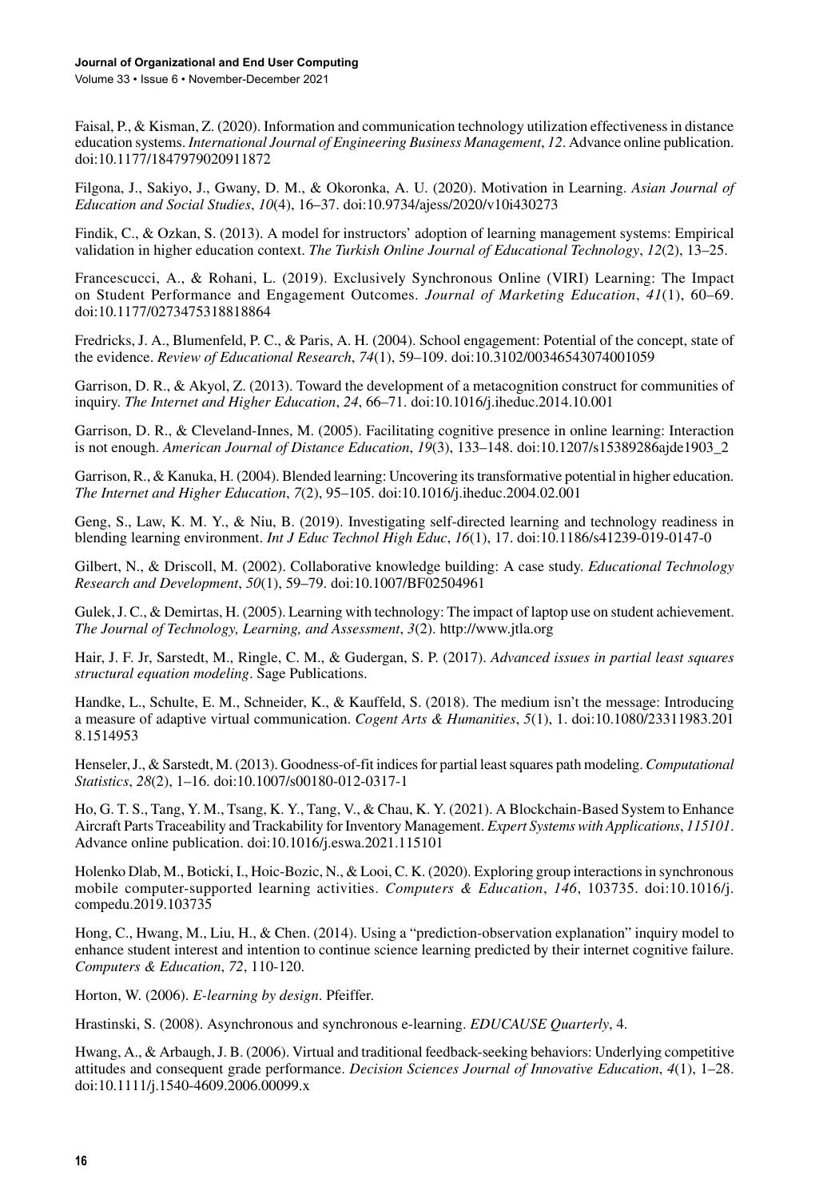Faisal, P., & Kisman, Z. (2020). Information and communication technology utilization effectiveness in distance education systems. *International Journal of Engineering Business Management*, *12*. Advance online publication. doi:10.1177/1847979020911872

Filgona, J., Sakiyo, J., Gwany, D. M., & Okoronka, A. U. (2020). Motivation in Learning. *Asian Journal of Education and Social Studies*, *10*(4), 16–37. doi:10.9734/ajess/2020/v10i430273

Findik, C., & Ozkan, S. (2013). A model for instructors' adoption of learning management systems: Empirical validation in higher education context. *The Turkish Online Journal of Educational Technology*, *12*(2), 13–25.

Francescucci, A., & Rohani, L. (2019). Exclusively Synchronous Online (VIRI) Learning: The Impact on Student Performance and Engagement Outcomes. *Journal of Marketing Education*, *41*(1), 60–69. doi:10.1177/0273475318818864

Fredricks, J. A., Blumenfeld, P. C., & Paris, A. H. (2004). School engagement: Potential of the concept, state of the evidence. *Review of Educational Research*, *74*(1), 59–109. doi:10.3102/00346543074001059

Garrison, D. R., & Akyol, Z. (2013). Toward the development of a metacognition construct for communities of inquiry. *The Internet and Higher Education*, *24*, 66–71. doi:10.1016/j.iheduc.2014.10.001

Garrison, D. R., & Cleveland-Innes, M. (2005). Facilitating cognitive presence in online learning: Interaction is not enough. *American Journal of Distance Education*, *19*(3), 133–148. doi:10.1207/s15389286ajde1903_2

Garrison, R., & Kanuka, H. (2004). Blended learning: Uncovering its transformative potential in higher education. *The Internet and Higher Education*, *7*(2), 95–105. doi:10.1016/j.iheduc.2004.02.001

Geng, S., Law, K. M. Y., & Niu, B. (2019). Investigating self-directed learning and technology readiness in blending learning environment. *Int J Educ Technol High Educ*, *16*(1), 17. doi:10.1186/s41239-019-0147-0

Gilbert, N., & Driscoll, M. (2002). Collaborative knowledge building: A case study. *Educational Technology Research and Development*, *50*(1), 59–79. doi:10.1007/BF02504961

Gulek, J. C., & Demirtas, H. (2005). Learning with technology: The impact of laptop use on student achievement. *The Journal of Technology, Learning, and Assessment*, *3*(2). http://www.jtla.org

Hair, J. F. Jr, Sarstedt, M., Ringle, C. M., & Gudergan, S. P. (2017). *Advanced issues in partial least squares structural equation modeling*. Sage Publications.

Handke, L., Schulte, E. M., Schneider, K., & Kauffeld, S. (2018). The medium isn't the message: Introducing a measure of adaptive virtual communication. *Cogent Arts & Humanities*, *5*(1), 1. doi:10.1080/23311983.2018.1514953

Henseler, J., & Sarstedt, M. (2013). Goodness-of-fit indices for partial least squares path modeling. *Computational Statistics*, *28*(2), 1–16. doi:10.1007/s00180-012-0317-1

Ho, G. T. S., Tang, Y. M., Tsang, K. Y., Tang, V., & Chau, K. Y. (2021). A Blockchain-Based System to Enhance Aircraft Parts Traceability and Trackability for Inventory Management. *Expert Systems with Applications*, *115101*. Advance online publication. doi:10.1016/j.eswa.2021.115101

Holenko Dlab, M., Boticki, I., Hoic-Bozic, N., & Looi, C. K. (2020). Exploring group interactions in synchronous mobile computer-supported learning activities. *Computers & Education*, *146*, 103735. doi:10.1016/j.compedu.2019.103735

Hong, C., Hwang, M., Liu, H., & Chen. (2014). Using a "prediction-observation explanation" inquiry model to enhance student interest and intention to continue science learning predicted by their internet cognitive failure. *Computers & Education*, *72*, 110-120.

Horton, W. (2006). *E-learning by design*. Pfeiffer.

Hrastinski, S. (2008). Asynchronous and synchronous e-learning. *EDUCAUSE Quarterly*, 4.

Hwang, A., & Arbaugh, J. B. (2006). Virtual and traditional feedback-seeking behaviors: Underlying competitive attitudes and consequent grade performance. *Decision Sciences Journal of Innovative Education*, *4*(1), 1–28. doi:10.1111/j.1540-4609.2006.00099.x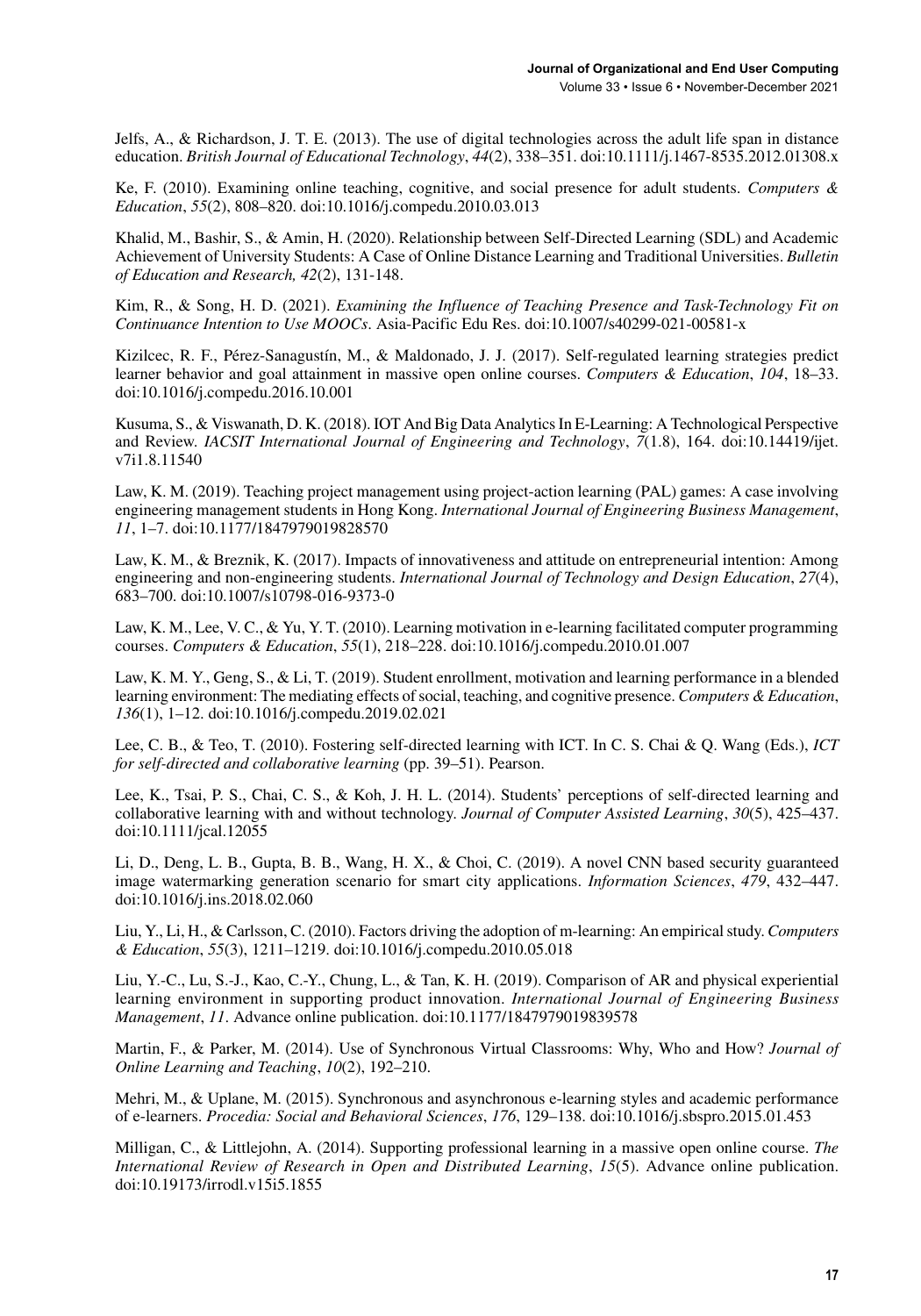Jelfs, A., & Richardson, J. T. E. (2013). The use of digital technologies across the adult life span in distance education. *British Journal of Educational Technology*, *44*(2), 338–351. doi:10.1111/j.1467-8535.2012.01308.x

Ke, F. (2010). Examining online teaching, cognitive, and social presence for adult students. *Computers & Education*, *55*(2), 808–820. doi:10.1016/j.compedu.2010.03.013

Khalid, M., Bashir, S., & Amin, H. (2020). Relationship between Self-Directed Learning (SDL) and Academic Achievement of University Students: A Case of Online Distance Learning and Traditional Universities. *Bulletin of Education and Research, 42*(2), 131-148.

Kim, R., & Song, H. D. (2021). *Examining the Influence of Teaching Presence and Task-Technology Fit on Continuance Intention to Use MOOCs*. Asia-Pacific Edu Res. doi:10.1007/s40299-021-00581-x

Kizilcec, R. F., Pérez-Sanagustín, M., & Maldonado, J. J. (2017). Self-regulated learning strategies predict learner behavior and goal attainment in massive open online courses. *Computers & Education*, *104*, 18–33. doi:10.1016/j.compedu.2016.10.001

Kusuma, S., & Viswanath, D. K. (2018). IOT And Big Data Analytics In E-Learning: A Technological Perspective and Review. *IACSIT International Journal of Engineering and Technology*, *7*(1.8), 164. doi:10.14419/ijet.v7i1.8.11540

Law, K. M. (2019). Teaching project management using project-action learning (PAL) games: A case involving engineering management students in Hong Kong. *International Journal of Engineering Business Management*, *11*, 1–7. doi:10.1177/1847979019828570

Law, K. M., & Breznik, K. (2017). Impacts of innovativeness and attitude on entrepreneurial intention: Among engineering and non-engineering students. *International Journal of Technology and Design Education*, *27*(4), 683–700. doi:10.1007/s10798-016-9373-0

Law, K. M., Lee, V. C., & Yu, Y. T. (2010). Learning motivation in e-learning facilitated computer programming courses. *Computers & Education*, *55*(1), 218–228. doi:10.1016/j.compedu.2010.01.007

Law, K. M. Y., Geng, S., & Li, T. (2019). Student enrollment, motivation and learning performance in a blended learning environment: The mediating effects of social, teaching, and cognitive presence. *Computers & Education*, *136*(1), 1–12. doi:10.1016/j.compedu.2019.02.021

Lee, C. B., & Teo, T. (2010). Fostering self-directed learning with ICT. In C. S. Chai & Q. Wang (Eds.), *ICT for self-directed and collaborative learning* (pp. 39–51). Pearson.

Lee, K., Tsai, P. S., Chai, C. S., & Koh, J. H. L. (2014). Students' perceptions of self-directed learning and collaborative learning with and without technology. *Journal of Computer Assisted Learning*, *30*(5), 425–437. doi:10.1111/jcal.12055

Li, D., Deng, L. B., Gupta, B. B., Wang, H. X., & Choi, C. (2019). A novel CNN based security guaranteed image watermarking generation scenario for smart city applications. *Information Sciences*, *479*, 432–447. doi:10.1016/j.ins.2018.02.060

Liu, Y., Li, H., & Carlsson, C. (2010). Factors driving the adoption of m-learning: An empirical study. *Computers & Education*, *55*(3), 1211–1219. doi:10.1016/j.compedu.2010.05.018

Liu, Y.-C., Lu, S.-J., Kao, C.-Y., Chung, L., & Tan, K. H. (2019). Comparison of AR and physical experiential learning environment in supporting product innovation. *International Journal of Engineering Business Management*, *11*. Advance online publication. doi:10.1177/1847979019839578

Martin, F., & Parker, M. (2014). Use of Synchronous Virtual Classrooms: Why, Who and How? *Journal of Online Learning and Teaching*, *10*(2), 192–210.

Mehri, M., & Uplane, M. (2015). Synchronous and asynchronous e-learning styles and academic performance of e-learners. *Procedia: Social and Behavioral Sciences*, *176*, 129–138. doi:10.1016/j.sbspro.2015.01.453

Milligan, C., & Littlejohn, A. (2014). Supporting professional learning in a massive open online course. *The International Review of Research in Open and Distributed Learning*, *15*(5). Advance online publication. doi:10.19173/irrodl.v15i5.1855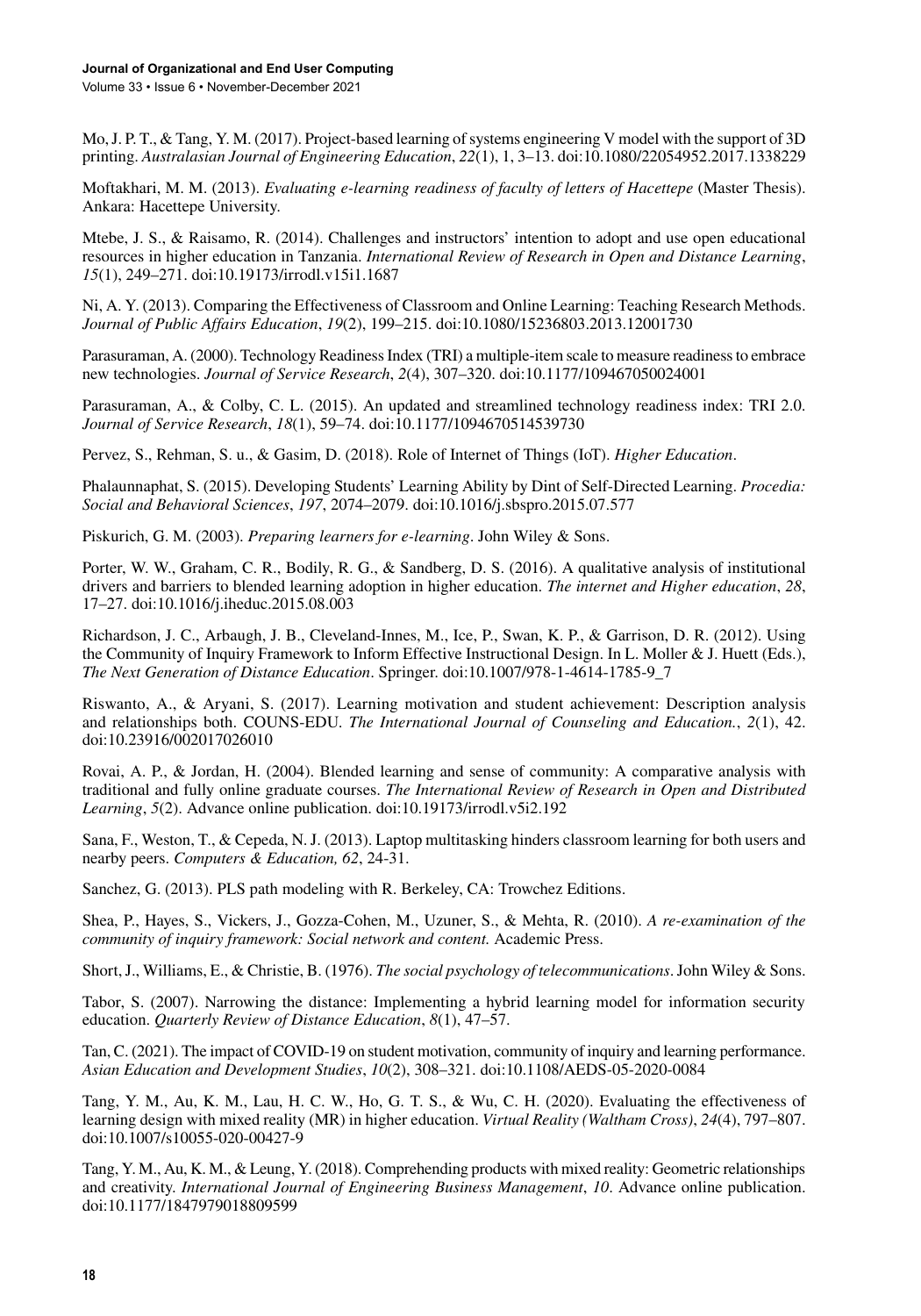Mo, J. P. T., & Tang, Y. M. (2017). Project-based learning of systems engineering V model with the support of 3D printing. *Australasian Journal of Engineering Education*, *22*(1), 1, 3–13. doi:10.1080/22054952.2017.1338229

Moftakhari, M. M. (2013). *Evaluating e-learning readiness of faculty of letters of Hacettepe* (Master Thesis). Ankara: Hacettepe University.

Mtebe, J. S., & Raisamo, R. (2014). Challenges and instructors' intention to adopt and use open educational resources in higher education in Tanzania. *International Review of Research in Open and Distance Learning*, *15*(1), 249–271. doi:10.19173/irrodl.v15i1.1687

Ni, A. Y. (2013). Comparing the Effectiveness of Classroom and Online Learning: Teaching Research Methods. *Journal of Public Affairs Education*, *19*(2), 199–215. doi:10.1080/15236803.2013.12001730

Parasuraman, A. (2000). Technology Readiness Index (TRI) a multiple-item scale to measure readiness to embrace new technologies. *Journal of Service Research*, *2*(4), 307–320. doi:10.1177/109467050024001

Parasuraman, A., & Colby, C. L. (2015). An updated and streamlined technology readiness index: TRI 2.0. *Journal of Service Research*, *18*(1), 59–74. doi:10.1177/1094670514539730

Pervez, S., Rehman, S. u., & Gasim, D. (2018). Role of Internet of Things (IoT). *Higher Education*.

Phalaunnaphat, S. (2015). Developing Students' Learning Ability by Dint of Self-Directed Learning. *Procedia: Social and Behavioral Sciences*, *197*, 2074–2079. doi:10.1016/j.sbspro.2015.07.577

Piskurich, G. M. (2003). *Preparing learners for e-learning*. John Wiley & Sons.

Porter, W. W., Graham, C. R., Bodily, R. G., & Sandberg, D. S. (2016). A qualitative analysis of institutional drivers and barriers to blended learning adoption in higher education. *The internet and Higher education*, *28*, 17–27. doi:10.1016/j.iheduc.2015.08.003

Richardson, J. C., Arbaugh, J. B., Cleveland-Innes, M., Ice, P., Swan, K. P., & Garrison, D. R. (2012). Using the Community of Inquiry Framework to Inform Effective Instructional Design. In L. Moller & J. Huett (Eds.), *The Next Generation of Distance Education*. Springer. doi:10.1007/978-1-4614-1785-9_7

Riswanto, A., & Aryani, S. (2017). Learning motivation and student achievement: Description analysis and relationships both. COUNS-EDU. *The International Journal of Counseling and Education.*, *2*(1), 42. doi:10.23916/002017026010

Rovai, A. P., & Jordan, H. (2004). Blended learning and sense of community: A comparative analysis with traditional and fully online graduate courses. *The International Review of Research in Open and Distributed Learning*, *5*(2). Advance online publication. doi:10.19173/irrodl.v5i2.192

Sana, F., Weston, T., & Cepeda, N. J. (2013). Laptop multitasking hinders classroom learning for both users and nearby peers. *Computers & Education, 62*, 24-31.

Sanchez, G. (2013). PLS path modeling with R. Berkeley, CA: Trowchez Editions.

Shea, P., Hayes, S., Vickers, J., Gozza-Cohen, M., Uzuner, S., & Mehta, R. (2010). *A re-examination of the community of inquiry framework: Social network and content.* Academic Press.

Short, J., Williams, E., & Christie, B. (1976). *The social psychology of telecommunications*. John Wiley & Sons.

Tabor, S. (2007). Narrowing the distance: Implementing a hybrid learning model for information security education. *Quarterly Review of Distance Education*, *8*(1), 47–57.

Tan, C. (2021). The impact of COVID-19 on student motivation, community of inquiry and learning performance. *Asian Education and Development Studies*, *10*(2), 308–321. doi:10.1108/AEDS-05-2020-0084

Tang, Y. M., Au, K. M., Lau, H. C. W., Ho, G. T. S., & Wu, C. H. (2020). Evaluating the effectiveness of learning design with mixed reality (MR) in higher education. *Virtual Reality (Waltham Cross)*, *24*(4), 797–807. doi:10.1007/s10055-020-00427-9

Tang, Y. M., Au, K. M., & Leung, Y. (2018). Comprehending products with mixed reality: Geometric relationships and creativity. *International Journal of Engineering Business Management*, *10*. Advance online publication. doi:10.1177/1847979018809599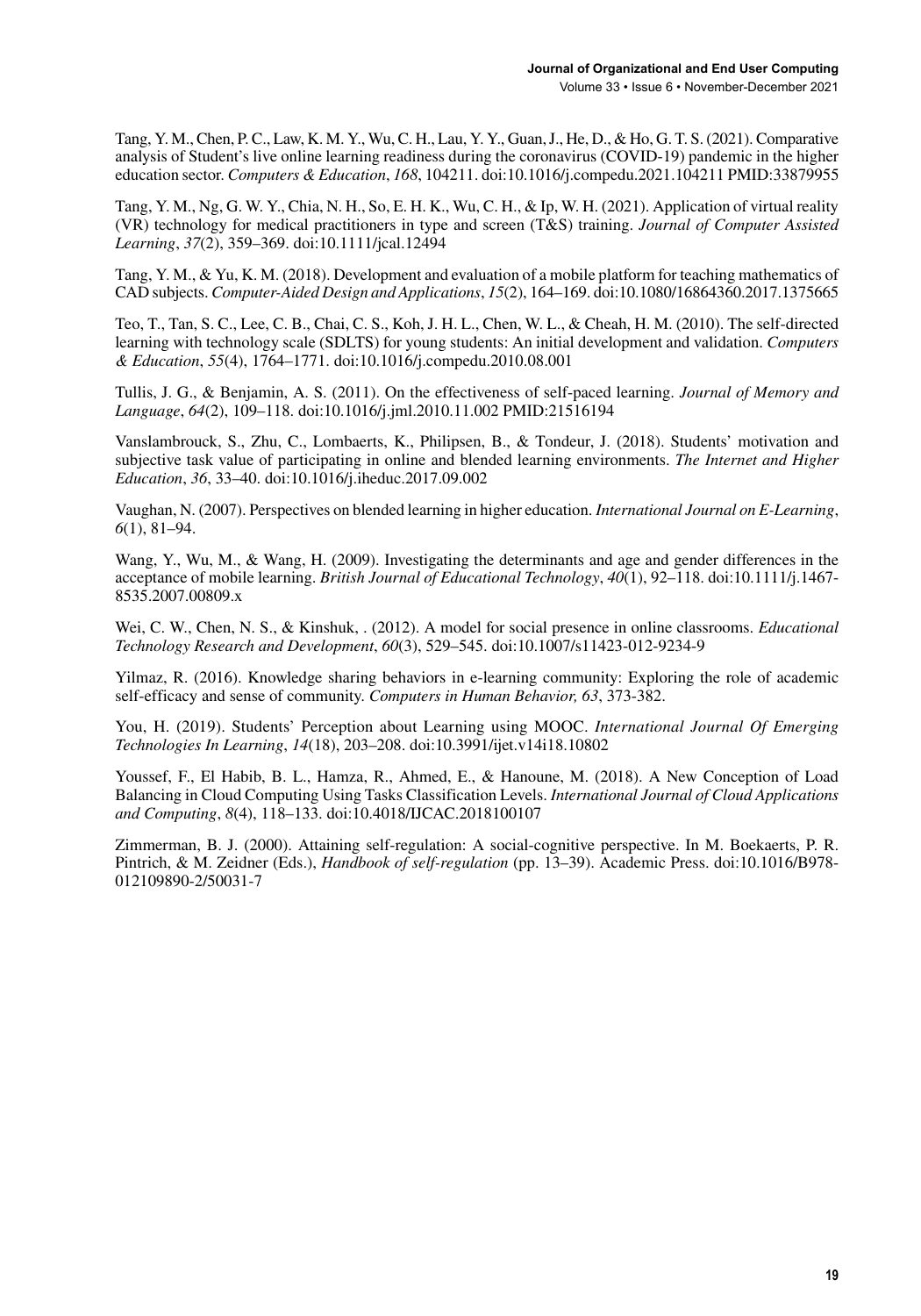Tang, Y. M., Chen, P. C., Law, K. M. Y., Wu, C. H., Lau, Y. Y., Guan, J., He, D., & Ho, G. T. S. (2021). Comparative analysis of Student's live online learning readiness during the coronavirus (COVID-19) pandemic in the higher education sector. *Computers & Education*, *168*, 104211. doi:10.1016/j.compedu.2021.104211 PMID:33879955

Tang, Y. M., Ng, G. W. Y., Chia, N. H., So, E. H. K., Wu, C. H., & Ip, W. H. (2021). Application of virtual reality (VR) technology for medical practitioners in type and screen (T&S) training. *Journal of Computer Assisted Learning*, *37*(2), 359–369. doi:10.1111/jcal.12494

Tang, Y. M., & Yu, K. M. (2018). Development and evaluation of a mobile platform for teaching mathematics of CAD subjects. *Computer-Aided Design and Applications*, *15*(2), 164–169. doi:10.1080/16864360.2017.1375665

Teo, T., Tan, S. C., Lee, C. B., Chai, C. S., Koh, J. H. L., Chen, W. L., & Cheah, H. M. (2010). The self-directed learning with technology scale (SDLTS) for young students: An initial development and validation. *Computers & Education*, *55*(4), 1764–1771. doi:10.1016/j.compedu.2010.08.001

Tullis, J. G., & Benjamin, A. S. (2011). On the effectiveness of self-paced learning. *Journal of Memory and Language*, *64*(2), 109–118. doi:10.1016/j.jml.2010.11.002 PMID:21516194

Vanslambrouck, S., Zhu, C., Lombaerts, K., Philipsen, B., & Tondeur, J. (2018). Students' motivation and subjective task value of participating in online and blended learning environments. *The Internet and Higher Education*, *36*, 33–40. doi:10.1016/j.iheduc.2017.09.002

Vaughan, N. (2007). Perspectives on blended learning in higher education. *International Journal on E-Learning*, *6*(1), 81–94.

Wang, Y., Wu, M., & Wang, H. (2009). Investigating the determinants and age and gender differences in the acceptance of mobile learning. *British Journal of Educational Technology*, *40*(1), 92–118. doi:10.1111/j.1467-8535.2007.00809.x

Wei, C. W., Chen, N. S., & Kinshuk, . (2012). A model for social presence in online classrooms. *Educational Technology Research and Development*, *60*(3), 529–545. doi:10.1007/s11423-012-9234-9

Yilmaz, R. (2016). Knowledge sharing behaviors in e-learning community: Exploring the role of academic self-efficacy and sense of community. *Computers in Human Behavior, 63*, 373-382.

You, H. (2019). Students' Perception about Learning using MOOC. *International Journal Of Emerging Technologies In Learning*, *14*(18), 203–208. doi:10.3991/ijet.v14i18.10802

Youssef, F., El Habib, B. L., Hamza, R., Ahmed, E., & Hanoune, M. (2018). A New Conception of Load Balancing in Cloud Computing Using Tasks Classification Levels. *International Journal of Cloud Applications and Computing*, *8*(4), 118–133. doi:10.4018/IJCAC.2018100107

Zimmerman, B. J. (2000). Attaining self-regulation: A social-cognitive perspective. In M. Boekaerts, P. R. Pintrich, & M. Zeidner (Eds.), *Handbook of self-regulation* (pp. 13–39). Academic Press. doi:10.1016/B978-012109890-2/50031-7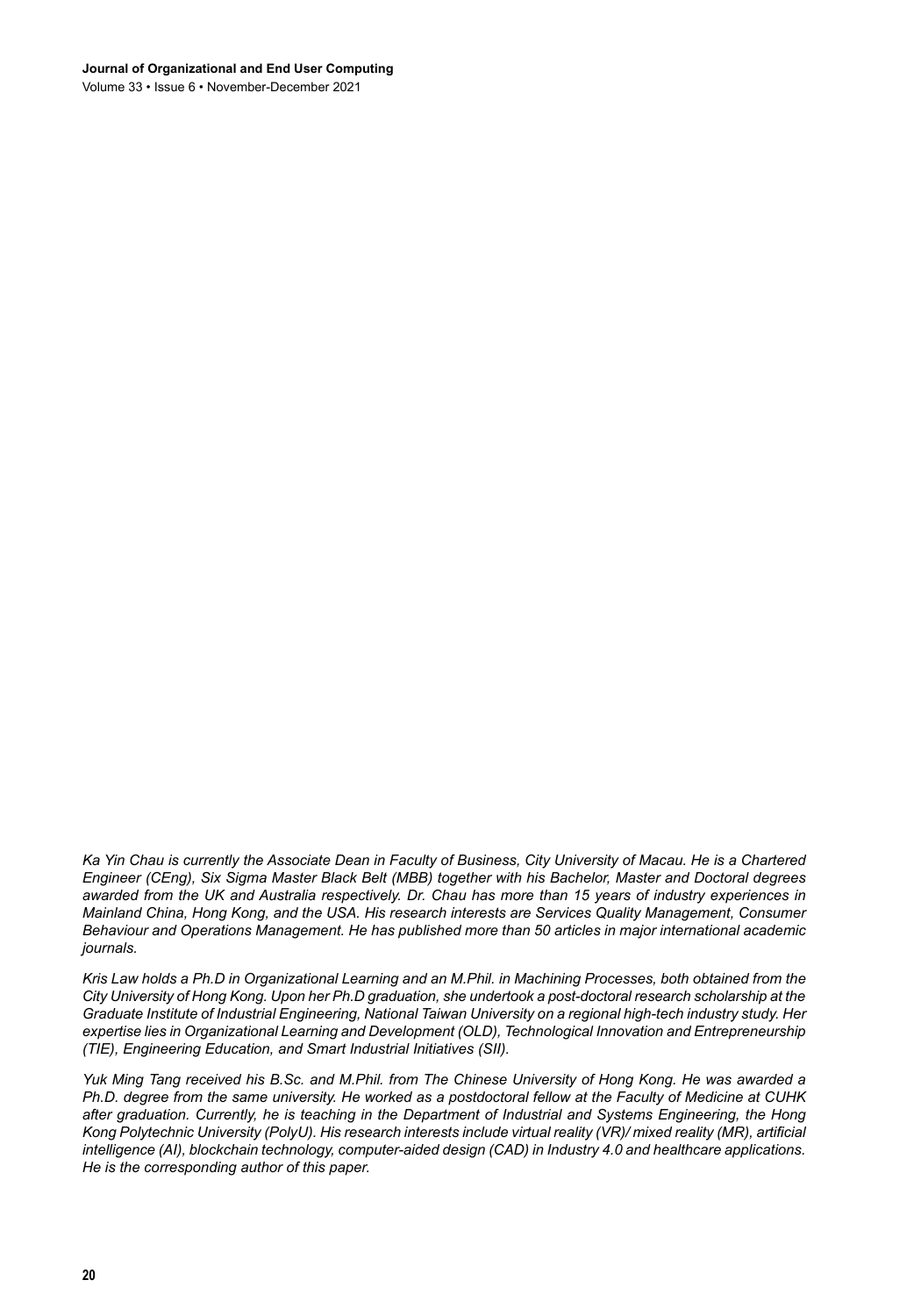*Ka Yin Chau is currently the Associate Dean in Faculty of Business, City University of Macau. He is a Chartered Engineer (CEng), Six Sigma Master Black Belt (MBB) together with his Bachelor, Master and Doctoral degrees awarded from the UK and Australia respectively. Dr. Chau has more than 15 years of industry experiences in Mainland China, Hong Kong, and the USA. His research interests are Services Quality Management, Consumer Behaviour and Operations Management. He has published more than 50 articles in major international academic journals.*

*Kris Law holds a Ph.D in Organizational Learning and an M.Phil. in Machining Processes, both obtained from the City University of Hong Kong. Upon her Ph.D graduation, she undertook a post-doctoral research scholarship at the Graduate Institute of Industrial Engineering, National Taiwan University on a regional high-tech industry study. Her expertise lies in Organizational Learning and Development (OLD), Technological Innovation and Entrepreneurship (TIE), Engineering Education, and Smart Industrial Initiatives (SII).*

*Yuk Ming Tang received his B.Sc. and M.Phil. from The Chinese University of Hong Kong. He was awarded a Ph.D. degree from the same university. He worked as a postdoctoral fellow at the Faculty of Medicine at CUHK after graduation. Currently, he is teaching in the Department of Industrial and Systems Engineering, the Hong Kong Polytechnic University (PolyU). His research interests include virtual reality (VR)/ mixed reality (MR), artificial intelligence (AI), blockchain technology, computer-aided design (CAD) in Industry 4.0 and healthcare applications. He is the corresponding author of this paper.*